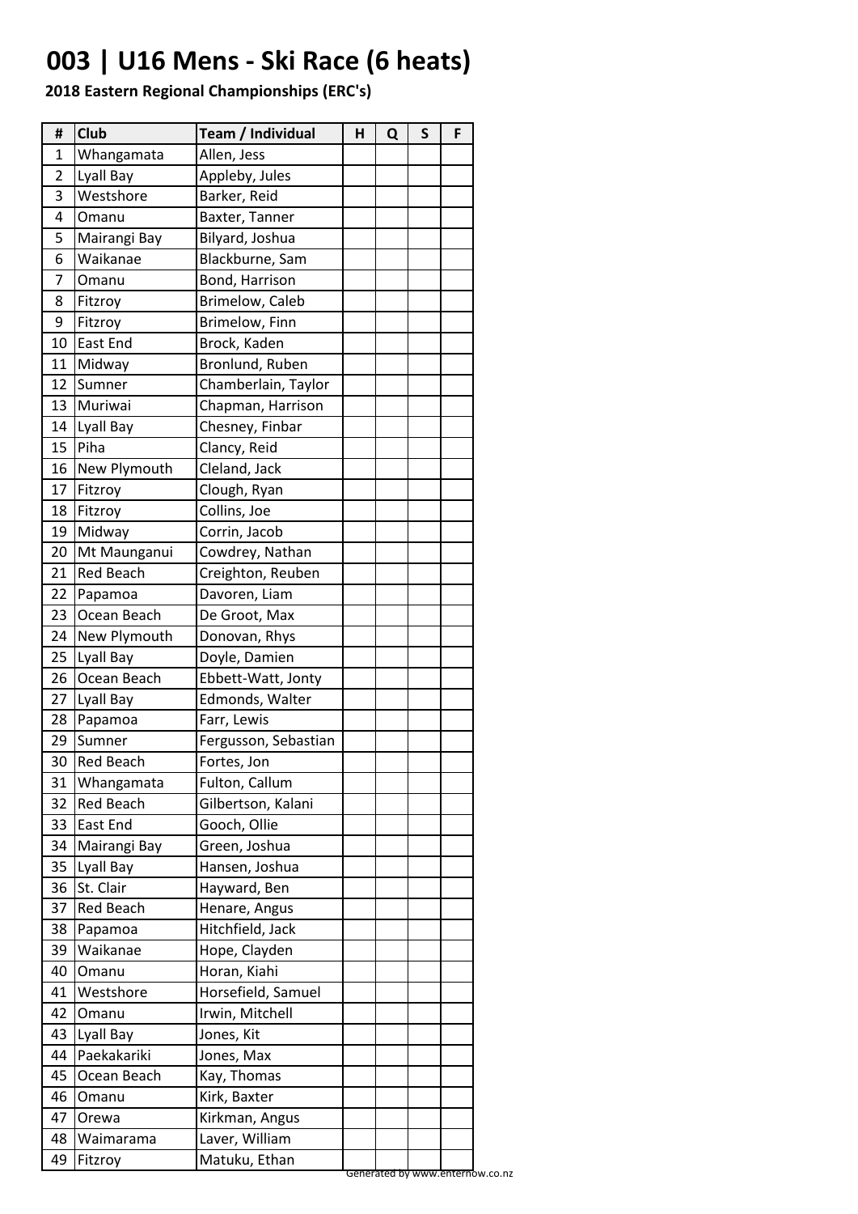# 003 | U16 Mens - Ski Race (6 heats)

**2018 Eastern Regional Championships (ERC's)**

| # | Club | Team / Individual | H | Q | S | F |
|---|---|---|---|---|---|---|
| 1 | Whangamata | Allen, Jess | | | | |
| 2 | Lyall Bay | Appleby, Jules | | | | |
| 3 | Westshore | Barker, Reid | | | | |
| 4 | Omanu | Baxter, Tanner | | | | |
| 5 | Mairangi Bay | Bilyard, Joshua | | | | |
| 6 | Waikanae | Blackburne, Sam | | | | |
| 7 | Omanu | Bond, Harrison | | | | |
| 8 | Fitzroy | Brimelow, Caleb | | | | |
| 9 | Fitzroy | Brimelow, Finn | | | | |
| 10 | East End | Brock, Kaden | | | | |
| 11 | Midway | Bronlund, Ruben | | | | |
| 12 | Sumner | Chamberlain, Taylor | | | | |
| 13 | Muriwai | Chapman, Harrison | | | | |
| 14 | Lyall Bay | Chesney, Finbar | | | | |
| 15 | Piha | Clancy, Reid | | | | |
| 16 | New Plymouth | Cleland, Jack | | | | |
| 17 | Fitzroy | Clough, Ryan | | | | |
| 18 | Fitzroy | Collins, Joe | | | | |
| 19 | Midway | Corrin, Jacob | | | | |
| 20 | Mt Maunganui | Cowdrey, Nathan | | | | |
| 21 | Red Beach | Creighton, Reuben | | | | |
| 22 | Papamoa | Davoren, Liam | | | | |
| 23 | Ocean Beach | De Groot, Max | | | | |
| 24 | New Plymouth | Donovan, Rhys | | | | |
| 25 | Lyall Bay | Doyle, Damien | | | | |
| 26 | Ocean Beach | Ebbett-Watt, Jonty | | | | |
| 27 | Lyall Bay | Edmonds, Walter | | | | |
| 28 | Papamoa | Farr, Lewis | | | | |
| 29 | Sumner | Fergusson, Sebastian | | | | |
| 30 | Red Beach | Fortes, Jon | | | | |
| 31 | Whangamata | Fulton, Callum | | | | |
| 32 | Red Beach | Gilbertson, Kalani | | | | |
| 33 | East End | Gooch, Ollie | | | | |
| 34 | Mairangi Bay | Green, Joshua | | | | |
| 35 | Lyall Bay | Hansen, Joshua | | | | |
| 36 | St. Clair | Hayward, Ben | | | | |
| 37 | Red Beach | Henare, Angus | | | | |
| 38 | Papamoa | Hitchfield, Jack | | | | |
| 39 | Waikanae | Hope, Clayden | | | | |
| 40 | Omanu | Horan, Kiahi | | | | |
| 41 | Westshore | Horsefield, Samuel | | | | |
| 42 | Omanu | Irwin, Mitchell | | | | |
| 43 | Lyall Bay | Jones, Kit | | | | |
| 44 | Paekakariki | Jones, Max | | | | |
| 45 | Ocean Beach | Kay, Thomas | | | | |
| 46 | Omanu | Kirk, Baxter | | | | |
| 47 | Orewa | Kirkman, Angus | | | | |
| 48 | Waimarama | Laver, William | | | | |
| 49 | Fitzroy | Matuku, Ethan | | | | |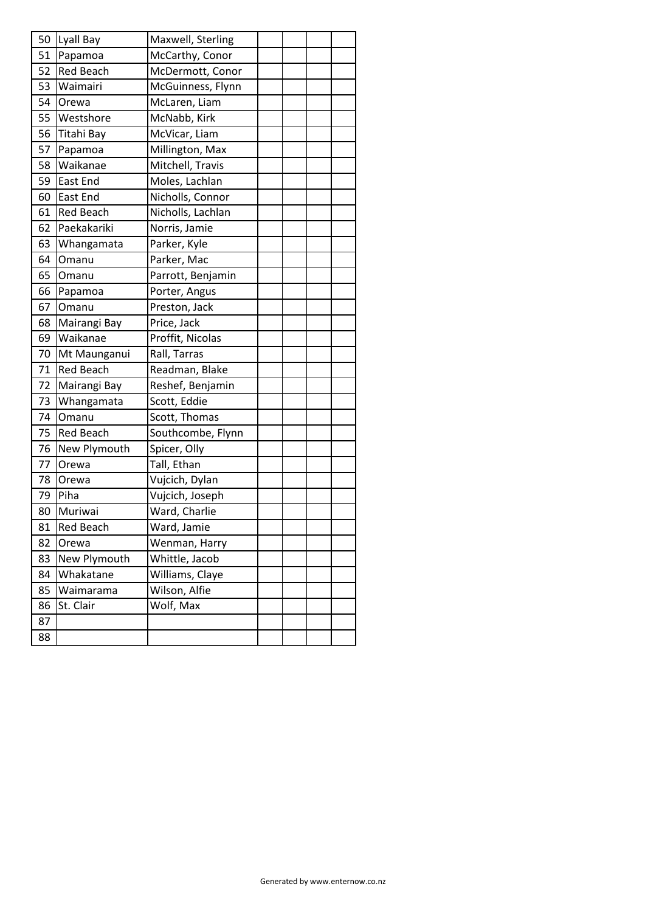| 50 | Lyall Bay | Maxwell, Sterling | | | | |
|---|---|---|---|---|---|---|
| 51 | Papamoa | McCarthy, Conor | | | | |
| 52 | Red Beach | McDermott, Conor | | | | |
| 53 | Waimairi | McGuinness, Flynn | | | | |
| 54 | Orewa | McLaren, Liam | | | | |
| 55 | Westshore | McNabb, Kirk | | | | |
| 56 | Titahi Bay | McVicar, Liam | | | | |
| 57 | Papamoa | Millington, Max | | | | |
| 58 | Waikanae | Mitchell, Travis | | | | |
| 59 | East End | Moles, Lachlan | | | | |
| 60 | East End | Nicholls, Connor | | | | |
| 61 | Red Beach | Nicholls, Lachlan | | | | |
| 62 | Paekakariki | Norris, Jamie | | | | |
| 63 | Whangamata | Parker, Kyle | | | | |
| 64 | Omanu | Parker, Mac | | | | |
| 65 | Omanu | Parrott, Benjamin | | | | |
| 66 | Papamoa | Porter, Angus | | | | |
| 67 | Omanu | Preston, Jack | | | | |
| 68 | Mairangi Bay | Price, Jack | | | | |
| 69 | Waikanae | Proffit, Nicolas | | | | |
| 70 | Mt Maunganui | Rall, Tarras | | | | |
| 71 | Red Beach | Readman, Blake | | | | |
| 72 | Mairangi Bay | Reshef, Benjamin | | | | |
| 73 | Whangamata | Scott, Eddie | | | | |
| 74 | Omanu | Scott, Thomas | | | | |
| 75 | Red Beach | Southcombe, Flynn | | | | |
| 76 | New Plymouth | Spicer, Olly | | | | |
| 77 | Orewa | Tall, Ethan | | | | |
| 78 | Orewa | Vujcich, Dylan | | | | |
| 79 | Piha | Vujcich, Joseph | | | | |
| 80 | Muriwai | Ward, Charlie | | | | |
| 81 | Red Beach | Ward, Jamie | | | | |
| 82 | Orewa | Wenman, Harry | | | | |
| 83 | New Plymouth | Whittle, Jacob | | | | |
| 84 | Whakatane | Williams, Claye | | | | |
| 85 | Waimarama | Wilson, Alfie | | | | |
| 86 | St. Clair | Wolf, Max | | | | |
| 87 | | | | | | |
| 88 | | | | | | |

Generated by www.enternow.co.nz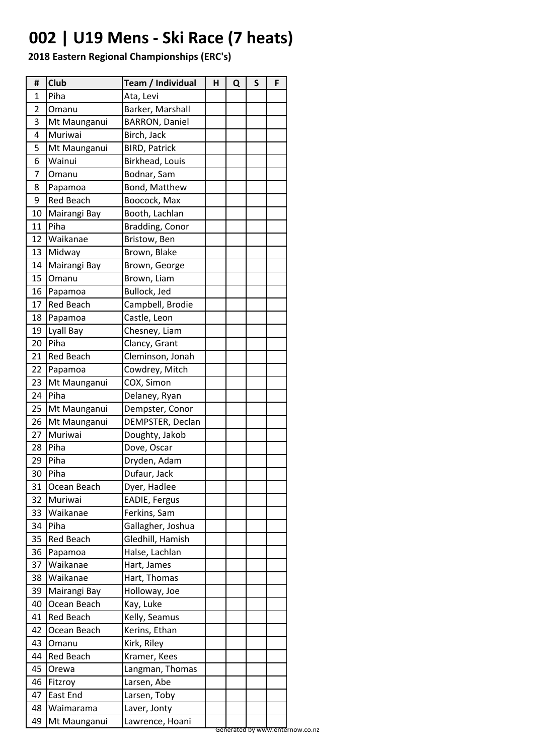# 002 | U19 Mens - Ski Race (7 heats)

**2018 Eastern Regional Championships (ERC's)**

| # | Club | Team / Individual | H | Q | S | F |
|---|---|---|---|---|---|---|
| 1 | Piha | Ata, Levi | | | | |
| 2 | Omanu | Barker, Marshall | | | | |
| 3 | Mt Maunganui | BARRON, Daniel | | | | |
| 4 | Muriwai | Birch, Jack | | | | |
| 5 | Mt Maunganui | BIRD, Patrick | | | | |
| 6 | Wainui | Birkhead, Louis | | | | |
| 7 | Omanu | Bodnar, Sam | | | | |
| 8 | Papamoa | Bond, Matthew | | | | |
| 9 | Red Beach | Boocock, Max | | | | |
| 10 | Mairangi Bay | Booth, Lachlan | | | | |
| 11 | Piha | Bradding, Conor | | | | |
| 12 | Waikanae | Bristow, Ben | | | | |
| 13 | Midway | Brown, Blake | | | | |
| 14 | Mairangi Bay | Brown, George | | | | |
| 15 | Omanu | Brown, Liam | | | | |
| 16 | Papamoa | Bullock, Jed | | | | |
| 17 | Red Beach | Campbell, Brodie | | | | |
| 18 | Papamoa | Castle, Leon | | | | |
| 19 | Lyall Bay | Chesney, Liam | | | | |
| 20 | Piha | Clancy, Grant | | | | |
| 21 | Red Beach | Cleminson, Jonah | | | | |
| 22 | Papamoa | Cowdrey, Mitch | | | | |
| 23 | Mt Maunganui | COX, Simon | | | | |
| 24 | Piha | Delaney, Ryan | | | | |
| 25 | Mt Maunganui | Dempster, Conor | | | | |
| 26 | Mt Maunganui | DEMPSTER, Declan | | | | |
| 27 | Muriwai | Doughty, Jakob | | | | |
| 28 | Piha | Dove, Oscar | | | | |
| 29 | Piha | Dryden, Adam | | | | |
| 30 | Piha | Dufaur, Jack | | | | |
| 31 | Ocean Beach | Dyer, Hadlee | | | | |
| 32 | Muriwai | EADIE, Fergus | | | | |
| 33 | Waikanae | Ferkins, Sam | | | | |
| 34 | Piha | Gallagher, Joshua | | | | |
| 35 | Red Beach | Gledhill, Hamish | | | | |
| 36 | Papamoa | Halse, Lachlan | | | | |
| 37 | Waikanae | Hart, James | | | | |
| 38 | Waikanae | Hart, Thomas | | | | |
| 39 | Mairangi Bay | Holloway, Joe | | | | |
| 40 | Ocean Beach | Kay, Luke | | | | |
| 41 | Red Beach | Kelly, Seamus | | | | |
| 42 | Ocean Beach | Kerins, Ethan | | | | |
| 43 | Omanu | Kirk, Riley | | | | |
| 44 | Red Beach | Kramer, Kees | | | | |
| 45 | Orewa | Langman, Thomas | | | | |
| 46 | Fitzroy | Larsen, Abe | | | | |
| 47 | East End | Larsen, Toby | | | | |
| 48 | Waimarama | Laver, Jonty | | | | |
| 49 | Mt Maunganui | Lawrence, Hoani | | | | |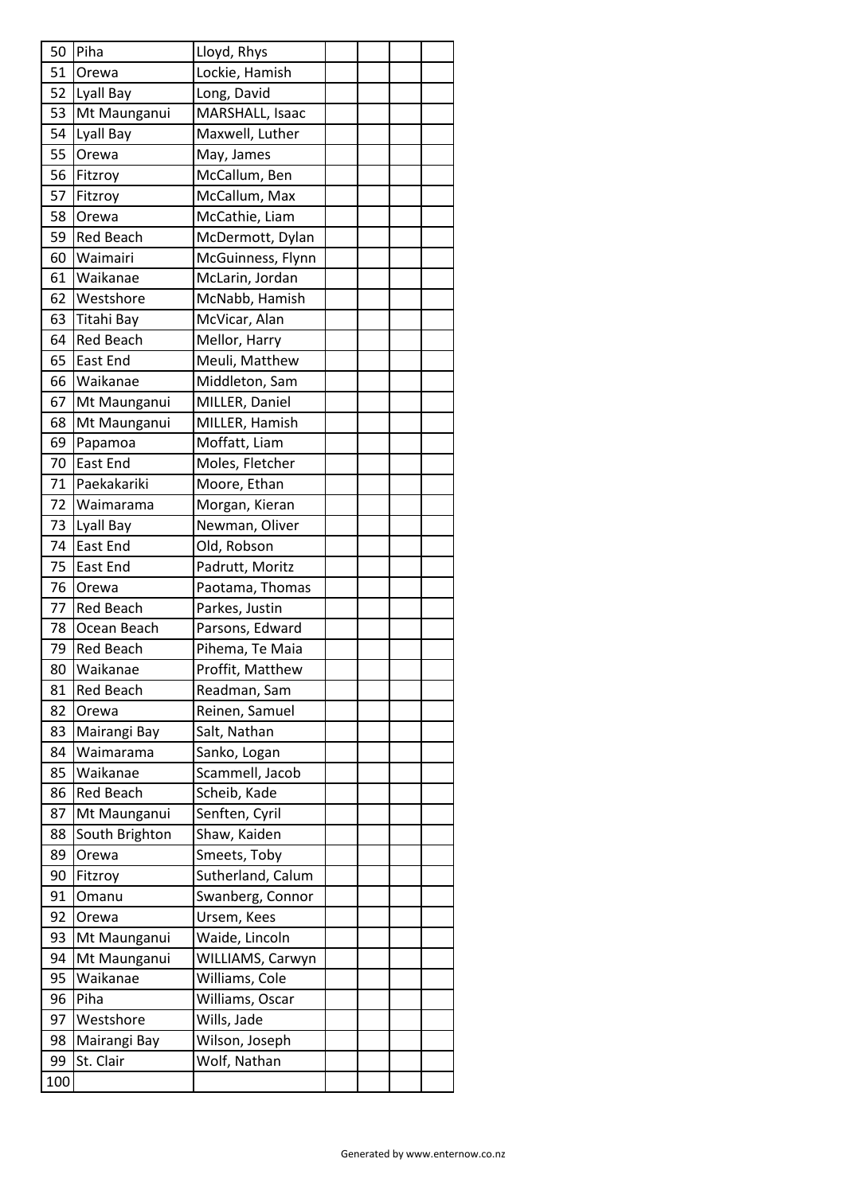| | | | | | | |
|---|---|---|---|---|---|---|
| 50 | Piha | Lloyd, Rhys | | | | |
| 51 | Orewa | Lockie, Hamish | | | | |
| 52 | Lyall Bay | Long, David | | | | |
| 53 | Mt Maunganui | MARSHALL, Isaac | | | | |
| 54 | Lyall Bay | Maxwell, Luther | | | | |
| 55 | Orewa | May, James | | | | |
| 56 | Fitzroy | McCallum, Ben | | | | |
| 57 | Fitzroy | McCallum, Max | | | | |
| 58 | Orewa | McCathie, Liam | | | | |
| 59 | Red Beach | McDermott, Dylan | | | | |
| 60 | Waimairi | McGuinness, Flynn | | | | |
| 61 | Waikanae | McLarin, Jordan | | | | |
| 62 | Westshore | McNabb, Hamish | | | | |
| 63 | Titahi Bay | McVicar, Alan | | | | |
| 64 | Red Beach | Mellor, Harry | | | | |
| 65 | East End | Meuli, Matthew | | | | |
| 66 | Waikanae | Middleton, Sam | | | | |
| 67 | Mt Maunganui | MILLER, Daniel | | | | |
| 68 | Mt Maunganui | MILLER, Hamish | | | | |
| 69 | Papamoa | Moffatt, Liam | | | | |
| 70 | East End | Moles, Fletcher | | | | |
| 71 | Paekakariki | Moore, Ethan | | | | |
| 72 | Waimarama | Morgan, Kieran | | | | |
| 73 | Lyall Bay | Newman, Oliver | | | | |
| 74 | East End | Old, Robson | | | | |
| 75 | East End | Padrutt, Moritz | | | | |
| 76 | Orewa | Paotama, Thomas | | | | |
| 77 | Red Beach | Parkes, Justin | | | | |
| 78 | Ocean Beach | Parsons, Edward | | | | |
| 79 | Red Beach | Pihema, Te Maia | | | | |
| 80 | Waikanae | Proffit, Matthew | | | | |
| 81 | Red Beach | Readman, Sam | | | | |
| 82 | Orewa | Reinen, Samuel | | | | |
| 83 | Mairangi Bay | Salt, Nathan | | | | |
| 84 | Waimarama | Sanko, Logan | | | | |
| 85 | Waikanae | Scammell, Jacob | | | | |
| 86 | Red Beach | Scheib, Kade | | | | |
| 87 | Mt Maunganui | Senften, Cyril | | | | |
| 88 | South Brighton | Shaw, Kaiden | | | | |
| 89 | Orewa | Smeets, Toby | | | | |
| 90 | Fitzroy | Sutherland, Calum | | | | |
| 91 | Omanu | Swanberg, Connor | | | | |
| 92 | Orewa | Ursem, Kees | | | | |
| 93 | Mt Maunganui | Waide, Lincoln | | | | |
| 94 | Mt Maunganui | WILLIAMS, Carwyn | | | | |
| 95 | Waikanae | Williams, Cole | | | | |
| 96 | Piha | Williams, Oscar | | | | |
| 97 | Westshore | Wills, Jade | | | | |
| 98 | Mairangi Bay | Wilson, Joseph | | | | |
| 99 | St. Clair | Wolf, Nathan | | | | |
| 100 | | | | | | |

Generated by www.enternow.co.nz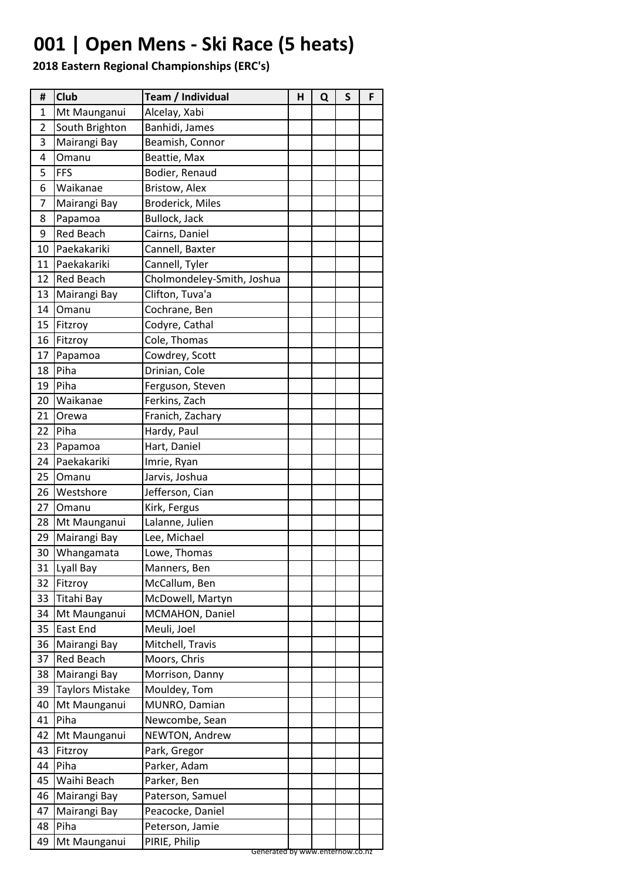# 001 | Open Mens - Ski Race (5 heats)

**2018 Eastern Regional Championships (ERC's)**

| # | Club | Team / Individual | H | Q | S | F |
|---|---|---|---|---|---|---|
| 1 | Mt Maunganui | Alcelay, Xabi | | | | |
| 2 | South Brighton | Banhidi, James | | | | |
| 3 | Mairangi Bay | Beamish, Connor | | | | |
| 4 | Omanu | Beattie, Max | | | | |
| 5 | FFS | Bodier, Renaud | | | | |
| 6 | Waikanae | Bristow, Alex | | | | |
| 7 | Mairangi Bay | Broderick, Miles | | | | |
| 8 | Papamoa | Bullock, Jack | | | | |
| 9 | Red Beach | Cairns, Daniel | | | | |
| 10 | Paekakariki | Cannell, Baxter | | | | |
| 11 | Paekakariki | Cannell, Tyler | | | | |
| 12 | Red Beach | Cholmondeley-Smith, Joshua | | | | |
| 13 | Mairangi Bay | Clifton, Tuva'a | | | | |
| 14 | Omanu | Cochrane, Ben | | | | |
| 15 | Fitzroy | Codyre, Cathal | | | | |
| 16 | Fitzroy | Cole, Thomas | | | | |
| 17 | Papamoa | Cowdrey, Scott | | | | |
| 18 | Piha | Drinian, Cole | | | | |
| 19 | Piha | Ferguson, Steven | | | | |
| 20 | Waikanae | Ferkins, Zach | | | | |
| 21 | Orewa | Franich, Zachary | | | | |
| 22 | Piha | Hardy, Paul | | | | |
| 23 | Papamoa | Hart, Daniel | | | | |
| 24 | Paekakariki | Imrie, Ryan | | | | |
| 25 | Omanu | Jarvis, Joshua | | | | |
| 26 | Westshore | Jefferson, Cian | | | | |
| 27 | Omanu | Kirk, Fergus | | | | |
| 28 | Mt Maunganui | Lalanne, Julien | | | | |
| 29 | Mairangi Bay | Lee, Michael | | | | |
| 30 | Whangamata | Lowe, Thomas | | | | |
| 31 | Lyall Bay | Manners, Ben | | | | |
| 32 | Fitzroy | McCallum, Ben | | | | |
| 33 | Titahi Bay | McDowell, Martyn | | | | |
| 34 | Mt Maunganui | MCMAHON, Daniel | | | | |
| 35 | East End | Meuli, Joel | | | | |
| 36 | Mairangi Bay | Mitchell, Travis | | | | |
| 37 | Red Beach | Moors, Chris | | | | |
| 38 | Mairangi Bay | Morrison, Danny | | | | |
| 39 | Taylors Mistake | Mouldey, Tom | | | | |
| 40 | Mt Maunganui | MUNRO, Damian | | | | |
| 41 | Piha | Newcombe, Sean | | | | |
| 42 | Mt Maunganui | NEWTON, Andrew | | | | |
| 43 | Fitzroy | Park, Gregor | | | | |
| 44 | Piha | Parker, Adam | | | | |
| 45 | Waihi Beach | Parker, Ben | | | | |
| 46 | Mairangi Bay | Paterson, Samuel | | | | |
| 47 | Mairangi Bay | Peacocke, Daniel | | | | |
| 48 | Piha | Peterson, Jamie | | | | |
| 49 | Mt Maunganui | PIRIE, Philip | | | | |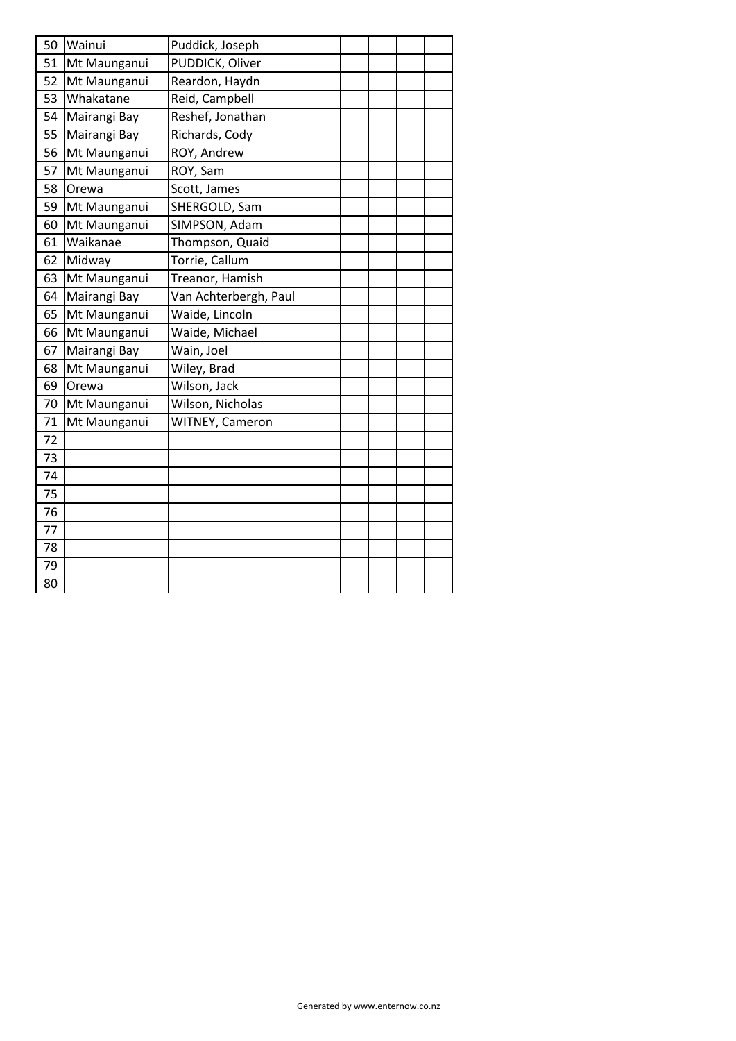| | | | | | | |
|---|---|---|---|---|---|---|
| 50 | Wainui | Puddick, Joseph | | | | |
| 51 | Mt Maunganui | PUDDICK, Oliver | | | | |
| 52 | Mt Maunganui | Reardon, Haydn | | | | |
| 53 | Whakatane | Reid, Campbell | | | | |
| 54 | Mairangi Bay | Reshef, Jonathan | | | | |
| 55 | Mairangi Bay | Richards, Cody | | | | |
| 56 | Mt Maunganui | ROY, Andrew | | | | |
| 57 | Mt Maunganui | ROY, Sam | | | | |
| 58 | Orewa | Scott, James | | | | |
| 59 | Mt Maunganui | SHERGOLD, Sam | | | | |
| 60 | Mt Maunganui | SIMPSON, Adam | | | | |
| 61 | Waikanae | Thompson, Quaid | | | | |
| 62 | Midway | Torrie, Callum | | | | |
| 63 | Mt Maunganui | Treanor, Hamish | | | | |
| 64 | Mairangi Bay | Van Achterbergh, Paul | | | | |
| 65 | Mt Maunganui | Waide, Lincoln | | | | |
| 66 | Mt Maunganui | Waide, Michael | | | | |
| 67 | Mairangi Bay | Wain, Joel | | | | |
| 68 | Mt Maunganui | Wiley, Brad | | | | |
| 69 | Orewa | Wilson, Jack | | | | |
| 70 | Mt Maunganui | Wilson, Nicholas | | | | |
| 71 | Mt Maunganui | WITNEY, Cameron | | | | |
| 72 | | | | | | |
| 73 | | | | | | |
| 74 | | | | | | |
| 75 | | | | | | |
| 76 | | | | | | |
| 77 | | | | | | |
| 78 | | | | | | |
| 79 | | | | | | |
| 80 | | | | | | |

Generated by www.enternow.co.nz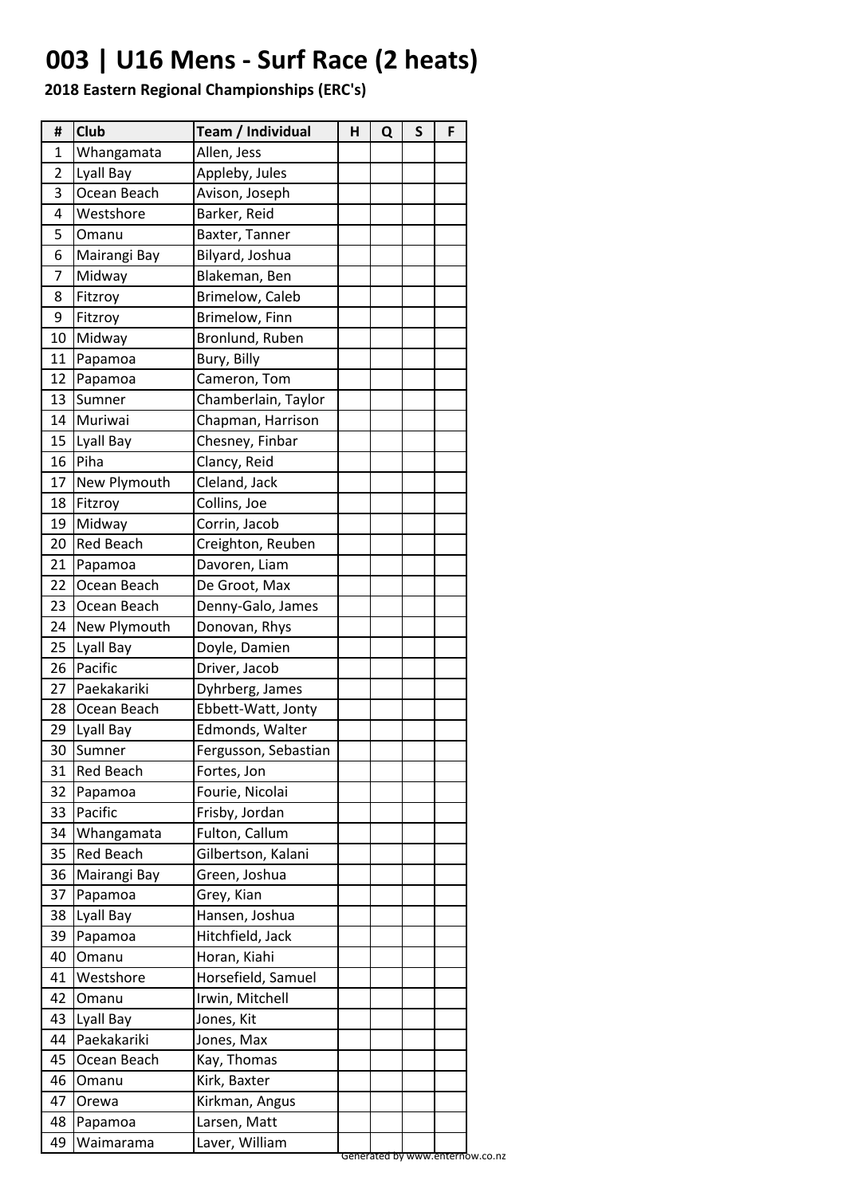# 003 | U16 Mens - Surf Race (2 heats)

**2018 Eastern Regional Championships (ERC's)**

| # | Club | Team / Individual | H | Q | S | F |
|---|---|---|---|---|---|---|
| 1 | Whangamata | Allen, Jess | | | | |
| 2 | Lyall Bay | Appleby, Jules | | | | |
| 3 | Ocean Beach | Avison, Joseph | | | | |
| 4 | Westshore | Barker, Reid | | | | |
| 5 | Omanu | Baxter, Tanner | | | | |
| 6 | Mairangi Bay | Bilyard, Joshua | | | | |
| 7 | Midway | Blakeman, Ben | | | | |
| 8 | Fitzroy | Brimelow, Caleb | | | | |
| 9 | Fitzroy | Brimelow, Finn | | | | |
| 10 | Midway | Bronlund, Ruben | | | | |
| 11 | Papamoa | Bury, Billy | | | | |
| 12 | Papamoa | Cameron, Tom | | | | |
| 13 | Sumner | Chamberlain, Taylor | | | | |
| 14 | Muriwai | Chapman, Harrison | | | | |
| 15 | Lyall Bay | Chesney, Finbar | | | | |
| 16 | Piha | Clancy, Reid | | | | |
| 17 | New Plymouth | Cleland, Jack | | | | |
| 18 | Fitzroy | Collins, Joe | | | | |
| 19 | Midway | Corrin, Jacob | | | | |
| 20 | Red Beach | Creighton, Reuben | | | | |
| 21 | Papamoa | Davoren, Liam | | | | |
| 22 | Ocean Beach | De Groot, Max | | | | |
| 23 | Ocean Beach | Denny-Galo, James | | | | |
| 24 | New Plymouth | Donovan, Rhys | | | | |
| 25 | Lyall Bay | Doyle, Damien | | | | |
| 26 | Pacific | Driver, Jacob | | | | |
| 27 | Paekakariki | Dyhrberg, James | | | | |
| 28 | Ocean Beach | Ebbett-Watt, Jonty | | | | |
| 29 | Lyall Bay | Edmonds, Walter | | | | |
| 30 | Sumner | Fergusson, Sebastian | | | | |
| 31 | Red Beach | Fortes, Jon | | | | |
| 32 | Papamoa | Fourie, Nicolai | | | | |
| 33 | Pacific | Frisby, Jordan | | | | |
| 34 | Whangamata | Fulton, Callum | | | | |
| 35 | Red Beach | Gilbertson, Kalani | | | | |
| 36 | Mairangi Bay | Green, Joshua | | | | |
| 37 | Papamoa | Grey, Kian | | | | |
| 38 | Lyall Bay | Hansen, Joshua | | | | |
| 39 | Papamoa | Hitchfield, Jack | | | | |
| 40 | Omanu | Horan, Kiahi | | | | |
| 41 | Westshore | Horsefield, Samuel | | | | |
| 42 | Omanu | Irwin, Mitchell | | | | |
| 43 | Lyall Bay | Jones, Kit | | | | |
| 44 | Paekakariki | Jones, Max | | | | |
| 45 | Ocean Beach | Kay, Thomas | | | | |
| 46 | Omanu | Kirk, Baxter | | | | |
| 47 | Orewa | Kirkman, Angus | | | | |
| 48 | Papamoa | Larsen, Matt | | | | |
| 49 | Waimarama | Laver, William | | | | |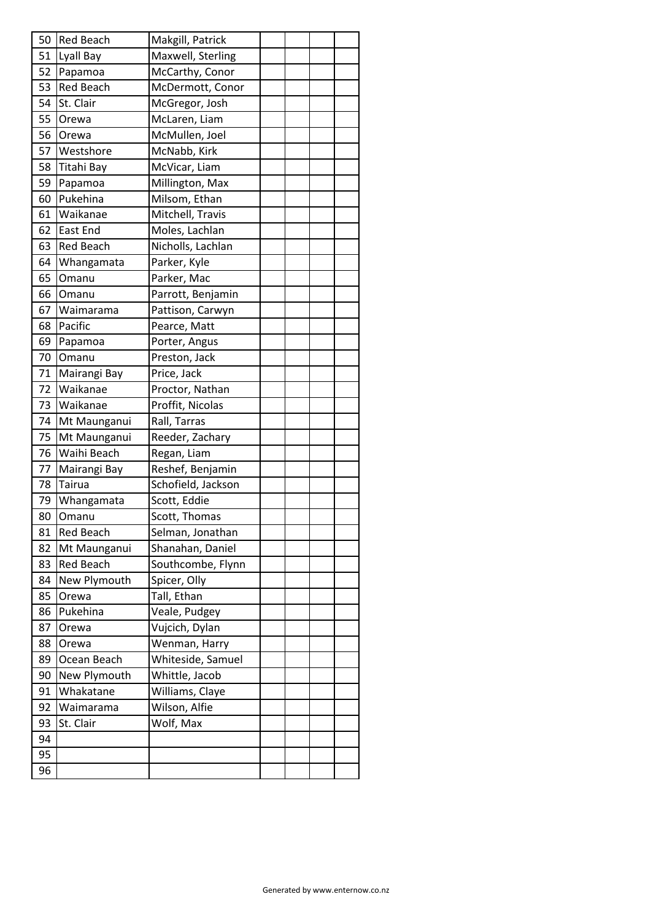| | | | | | | |
|---|---|---|---|---|---|---|
| 50 | Red Beach | Makgill, Patrick | | | | |
| 51 | Lyall Bay | Maxwell, Sterling | | | | |
| 52 | Papamoa | McCarthy, Conor | | | | |
| 53 | Red Beach | McDermott, Conor | | | | |
| 54 | St. Clair | McGregor, Josh | | | | |
| 55 | Orewa | McLaren, Liam | | | | |
| 56 | Orewa | McMullen, Joel | | | | |
| 57 | Westshore | McNabb, Kirk | | | | |
| 58 | Titahi Bay | McVicar, Liam | | | | |
| 59 | Papamoa | Millington, Max | | | | |
| 60 | Pukehina | Milsom, Ethan | | | | |
| 61 | Waikanae | Mitchell, Travis | | | | |
| 62 | East End | Moles, Lachlan | | | | |
| 63 | Red Beach | Nicholls, Lachlan | | | | |
| 64 | Whangamata | Parker, Kyle | | | | |
| 65 | Omanu | Parker, Mac | | | | |
| 66 | Omanu | Parrott, Benjamin | | | | |
| 67 | Waimarama | Pattison, Carwyn | | | | |
| 68 | Pacific | Pearce, Matt | | | | |
| 69 | Papamoa | Porter, Angus | | | | |
| 70 | Omanu | Preston, Jack | | | | |
| 71 | Mairangi Bay | Price, Jack | | | | |
| 72 | Waikanae | Proctor, Nathan | | | | |
| 73 | Waikanae | Proffit, Nicolas | | | | |
| 74 | Mt Maunganui | Rall, Tarras | | | | |
| 75 | Mt Maunganui | Reeder, Zachary | | | | |
| 76 | Waihi Beach | Regan, Liam | | | | |
| 77 | Mairangi Bay | Reshef, Benjamin | | | | |
| 78 | Tairua | Schofield, Jackson | | | | |
| 79 | Whangamata | Scott, Eddie | | | | |
| 80 | Omanu | Scott, Thomas | | | | |
| 81 | Red Beach | Selman, Jonathan | | | | |
| 82 | Mt Maunganui | Shanahan, Daniel | | | | |
| 83 | Red Beach | Southcombe, Flynn | | | | |
| 84 | New Plymouth | Spicer, Olly | | | | |
| 85 | Orewa | Tall, Ethan | | | | |
| 86 | Pukehina | Veale, Pudgey | | | | |
| 87 | Orewa | Vujcich, Dylan | | | | |
| 88 | Orewa | Wenman, Harry | | | | |
| 89 | Ocean Beach | Whiteside, Samuel | | | | |
| 90 | New Plymouth | Whittle, Jacob | | | | |
| 91 | Whakatane | Williams, Claye | | | | |
| 92 | Waimarama | Wilson, Alfie | | | | |
| 93 | St. Clair | Wolf, Max | | | | |
| 94 | | | | | | |
| 95 | | | | | | |
| 96 | | | | | | |

Generated by www.enternow.co.nz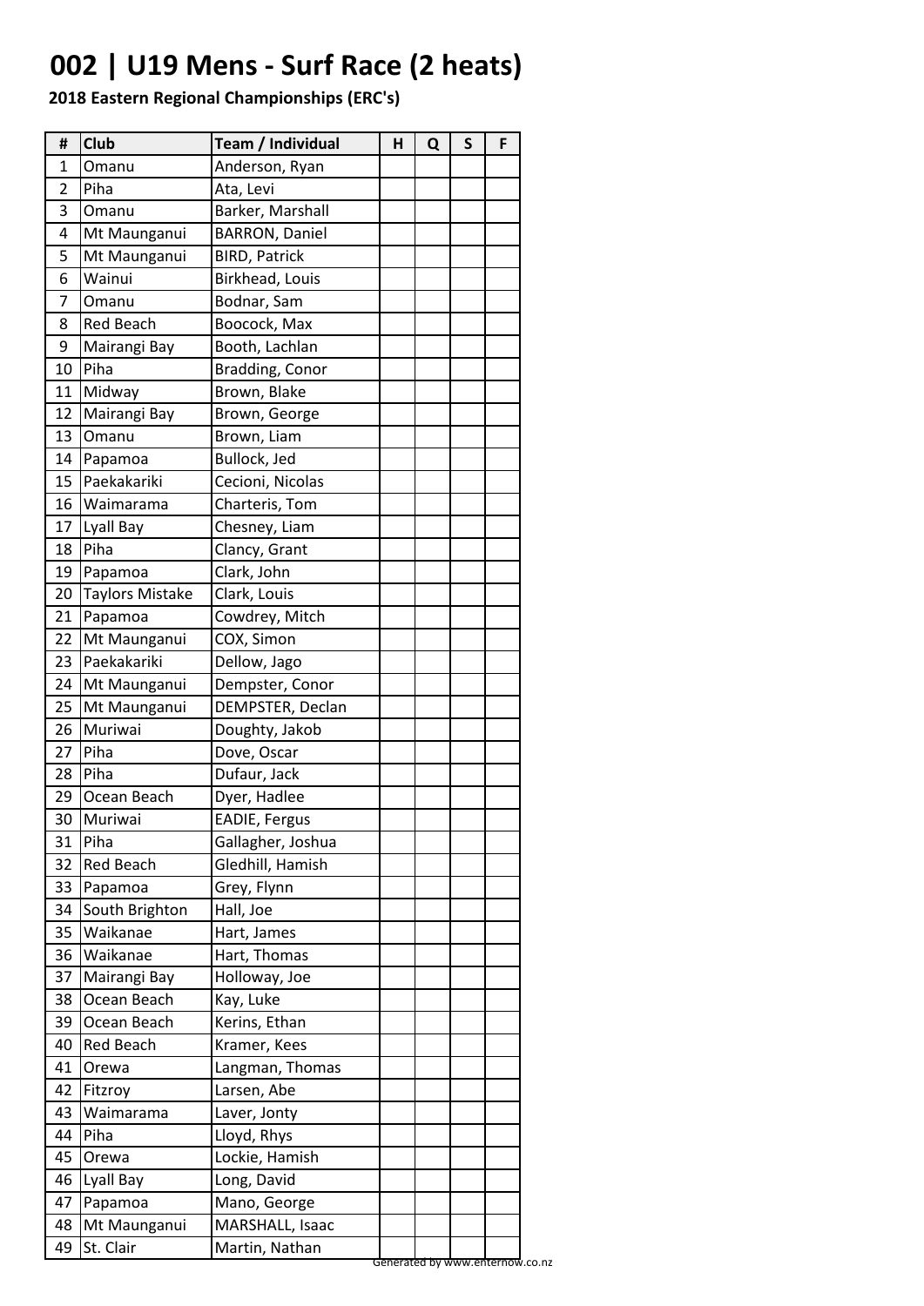# 002 | U19 Mens - Surf Race (2 heats)

**2018 Eastern Regional Championships (ERC's)**

| # | Club | Team / Individual | H | Q | S | F |
|---|---|---|---|---|---|---|
| 1 | Omanu | Anderson, Ryan | | | | |
| 2 | Piha | Ata, Levi | | | | |
| 3 | Omanu | Barker, Marshall | | | | |
| 4 | Mt Maunganui | BARRON, Daniel | | | | |
| 5 | Mt Maunganui | BIRD, Patrick | | | | |
| 6 | Wainui | Birkhead, Louis | | | | |
| 7 | Omanu | Bodnar, Sam | | | | |
| 8 | Red Beach | Boocock, Max | | | | |
| 9 | Mairangi Bay | Booth, Lachlan | | | | |
| 10 | Piha | Bradding, Conor | | | | |
| 11 | Midway | Brown, Blake | | | | |
| 12 | Mairangi Bay | Brown, George | | | | |
| 13 | Omanu | Brown, Liam | | | | |
| 14 | Papamoa | Bullock, Jed | | | | |
| 15 | Paekakariki | Cecioni, Nicolas | | | | |
| 16 | Waimarama | Charteris, Tom | | | | |
| 17 | Lyall Bay | Chesney, Liam | | | | |
| 18 | Piha | Clancy, Grant | | | | |
| 19 | Papamoa | Clark, John | | | | |
| 20 | Taylors Mistake | Clark, Louis | | | | |
| 21 | Papamoa | Cowdrey, Mitch | | | | |
| 22 | Mt Maunganui | COX, Simon | | | | |
| 23 | Paekakariki | Dellow, Jago | | | | |
| 24 | Mt Maunganui | Dempster, Conor | | | | |
| 25 | Mt Maunganui | DEMPSTER, Declan | | | | |
| 26 | Muriwai | Doughty, Jakob | | | | |
| 27 | Piha | Dove, Oscar | | | | |
| 28 | Piha | Dufaur, Jack | | | | |
| 29 | Ocean Beach | Dyer, Hadlee | | | | |
| 30 | Muriwai | EADIE, Fergus | | | | |
| 31 | Piha | Gallagher, Joshua | | | | |
| 32 | Red Beach | Gledhill, Hamish | | | | |
| 33 | Papamoa | Grey, Flynn | | | | |
| 34 | South Brighton | Hall, Joe | | | | |
| 35 | Waikanae | Hart, James | | | | |
| 36 | Waikanae | Hart, Thomas | | | | |
| 37 | Mairangi Bay | Holloway, Joe | | | | |
| 38 | Ocean Beach | Kay, Luke | | | | |
| 39 | Ocean Beach | Kerins, Ethan | | | | |
| 40 | Red Beach | Kramer, Kees | | | | |
| 41 | Orewa | Langman, Thomas | | | | |
| 42 | Fitzroy | Larsen, Abe | | | | |
| 43 | Waimarama | Laver, Jonty | | | | |
| 44 | Piha | Lloyd, Rhys | | | | |
| 45 | Orewa | Lockie, Hamish | | | | |
| 46 | Lyall Bay | Long, David | | | | |
| 47 | Papamoa | Mano, George | | | | |
| 48 | Mt Maunganui | MARSHALL, Isaac | | | | |
| 49 | St. Clair | Martin, Nathan | | | | |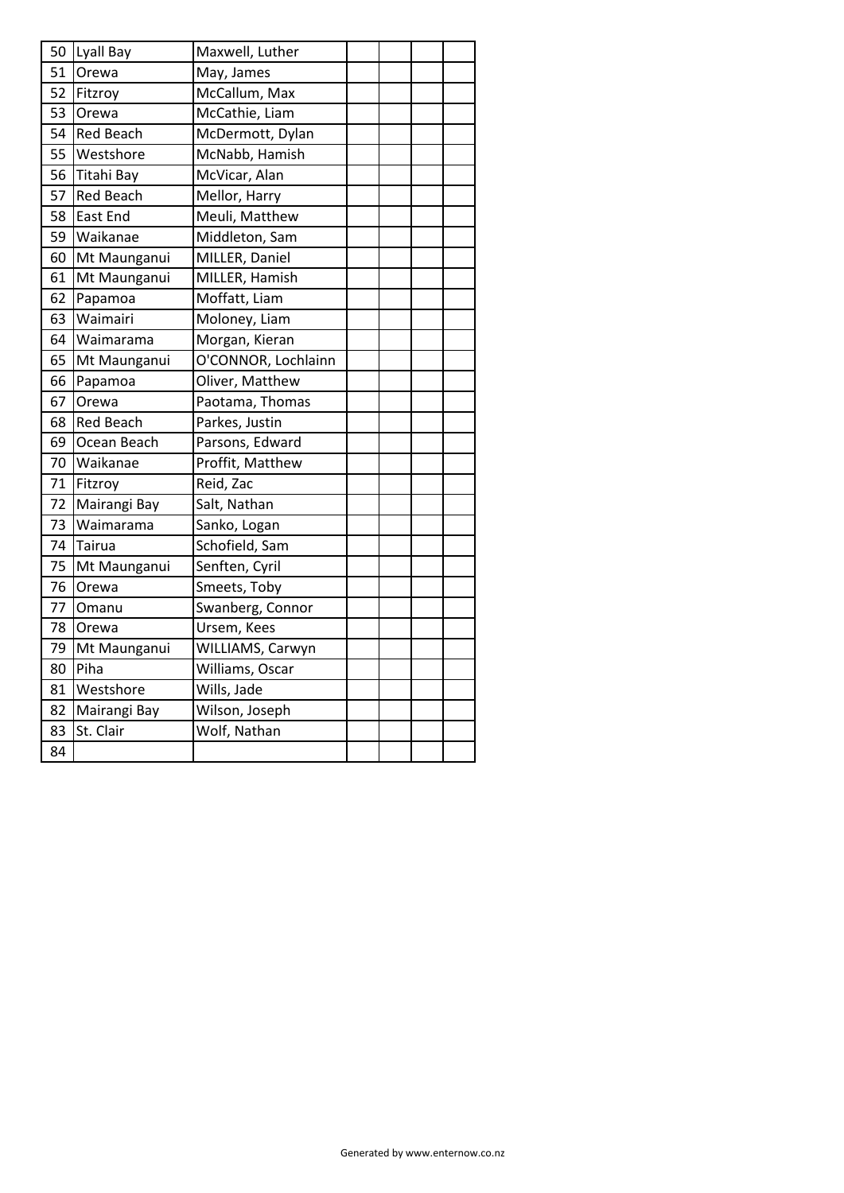| | | | | | | |
|---|---|---|---|---|---|---|
| 50 | Lyall Bay | Maxwell, Luther | | | | |
| 51 | Orewa | May, James | | | | |
| 52 | Fitzroy | McCallum, Max | | | | |
| 53 | Orewa | McCathie, Liam | | | | |
| 54 | Red Beach | McDermott, Dylan | | | | |
| 55 | Westshore | McNabb, Hamish | | | | |
| 56 | Titahi Bay | McVicar, Alan | | | | |
| 57 | Red Beach | Mellor, Harry | | | | |
| 58 | East End | Meuli, Matthew | | | | |
| 59 | Waikanae | Middleton, Sam | | | | |
| 60 | Mt Maunganui | MILLER, Daniel | | | | |
| 61 | Mt Maunganui | MILLER, Hamish | | | | |
| 62 | Papamoa | Moffatt, Liam | | | | |
| 63 | Waimairi | Moloney, Liam | | | | |
| 64 | Waimarama | Morgan, Kieran | | | | |
| 65 | Mt Maunganui | O'CONNOR, Lochlainn | | | | |
| 66 | Papamoa | Oliver, Matthew | | | | |
| 67 | Orewa | Paotama, Thomas | | | | |
| 68 | Red Beach | Parkes, Justin | | | | |
| 69 | Ocean Beach | Parsons, Edward | | | | |
| 70 | Waikanae | Proffit, Matthew | | | | |
| 71 | Fitzroy | Reid, Zac | | | | |
| 72 | Mairangi Bay | Salt, Nathan | | | | |
| 73 | Waimarama | Sanko, Logan | | | | |
| 74 | Tairua | Schofield, Sam | | | | |
| 75 | Mt Maunganui | Senften, Cyril | | | | |
| 76 | Orewa | Smeets, Toby | | | | |
| 77 | Omanu | Swanberg, Connor | | | | |
| 78 | Orewa | Ursem, Kees | | | | |
| 79 | Mt Maunganui | WILLIAMS, Carwyn | | | | |
| 80 | Piha | Williams, Oscar | | | | |
| 81 | Westshore | Wills, Jade | | | | |
| 82 | Mairangi Bay | Wilson, Joseph | | | | |
| 83 | St. Clair | Wolf, Nathan | | | | |
| 84 | | | | | | |

Generated by www.enternow.co.nz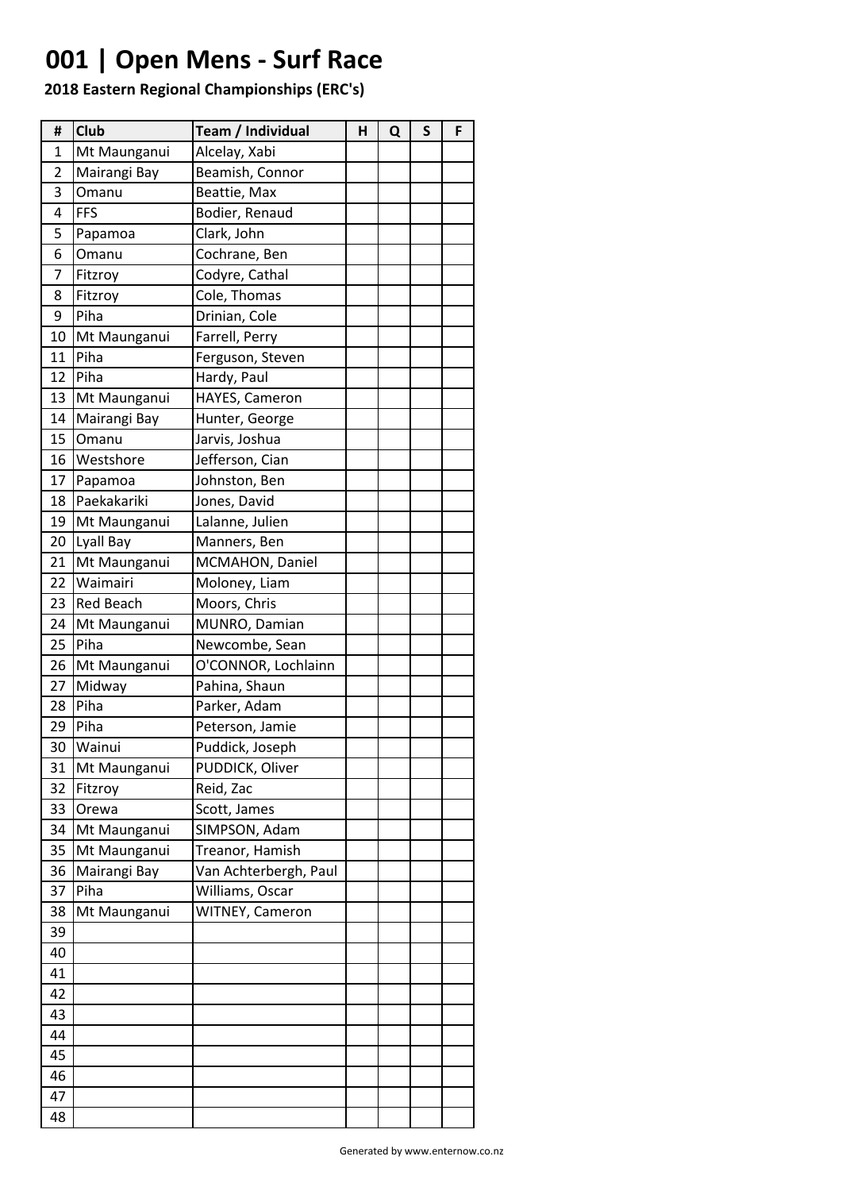# 001 | Open Mens - Surf Race

**2018 Eastern Regional Championships (ERC's)**

| # | Club | Team / Individual | H | Q | S | F |
|---|---|---|---|---|---|---|
| 1 | Mt Maunganui | Alcelay, Xabi | | | | |
| 2 | Mairangi Bay | Beamish, Connor | | | | |
| 3 | Omanu | Beattie, Max | | | | |
| 4 | FFS | Bodier, Renaud | | | | |
| 5 | Papamoa | Clark, John | | | | |
| 6 | Omanu | Cochrane, Ben | | | | |
| 7 | Fitzroy | Codyre, Cathal | | | | |
| 8 | Fitzroy | Cole, Thomas | | | | |
| 9 | Piha | Drinian, Cole | | | | |
| 10 | Mt Maunganui | Farrell, Perry | | | | |
| 11 | Piha | Ferguson, Steven | | | | |
| 12 | Piha | Hardy, Paul | | | | |
| 13 | Mt Maunganui | HAYES, Cameron | | | | |
| 14 | Mairangi Bay | Hunter, George | | | | |
| 15 | Omanu | Jarvis, Joshua | | | | |
| 16 | Westshore | Jefferson, Cian | | | | |
| 17 | Papamoa | Johnston, Ben | | | | |
| 18 | Paekakariki | Jones, David | | | | |
| 19 | Mt Maunganui | Lalanne, Julien | | | | |
| 20 | Lyall Bay | Manners, Ben | | | | |
| 21 | Mt Maunganui | MCMAHON, Daniel | | | | |
| 22 | Waimairi | Moloney, Liam | | | | |
| 23 | Red Beach | Moors, Chris | | | | |
| 24 | Mt Maunganui | MUNRO, Damian | | | | |
| 25 | Piha | Newcombe, Sean | | | | |
| 26 | Mt Maunganui | O'CONNOR, Lochlainn | | | | |
| 27 | Midway | Pahina, Shaun | | | | |
| 28 | Piha | Parker, Adam | | | | |
| 29 | Piha | Peterson, Jamie | | | | |
| 30 | Wainui | Puddick, Joseph | | | | |
| 31 | Mt Maunganui | PUDDICK, Oliver | | | | |
| 32 | Fitzroy | Reid, Zac | | | | |
| 33 | Orewa | Scott, James | | | | |
| 34 | Mt Maunganui | SIMPSON, Adam | | | | |
| 35 | Mt Maunganui | Treanor, Hamish | | | | |
| 36 | Mairangi Bay | Van Achterbergh, Paul | | | | |
| 37 | Piha | Williams, Oscar | | | | |
| 38 | Mt Maunganui | WITNEY, Cameron | | | | |
| 39 | | | | | | |
| 40 | | | | | | |
| 41 | | | | | | |
| 42 | | | | | | |
| 43 | | | | | | |
| 44 | | | | | | |
| 45 | | | | | | |
| 46 | | | | | | |
| 47 | | | | | | |
| 48 | | | | | | |

Generated by www.enternow.co.nz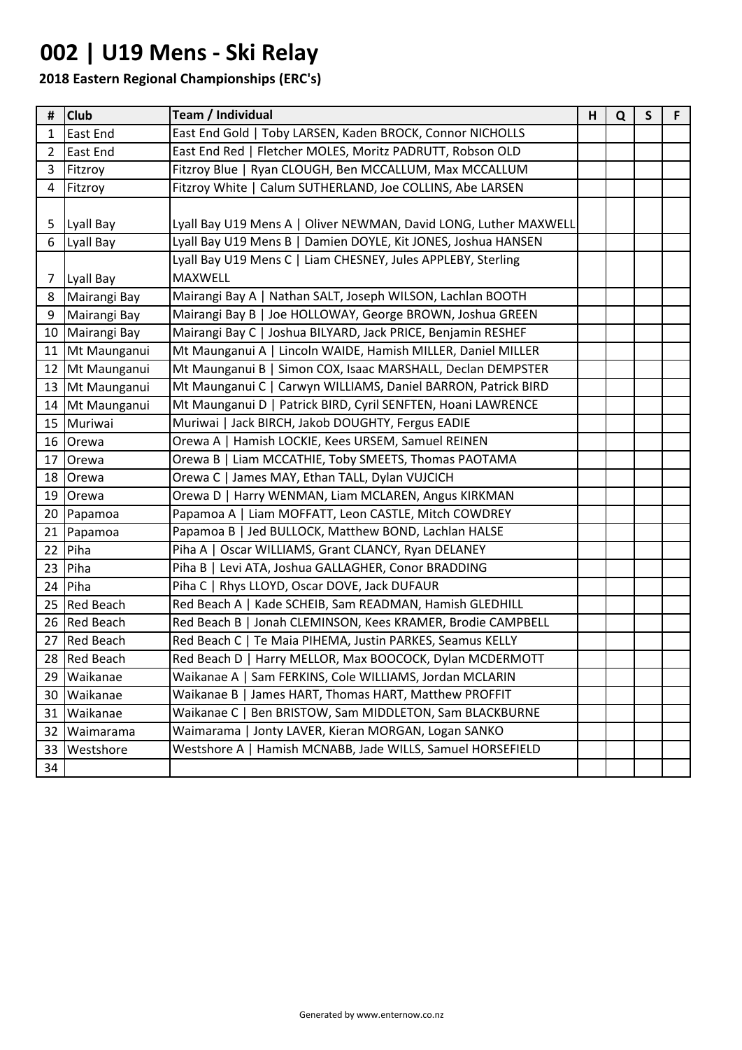# 002 | U19 Mens - Ski Relay

**2018 Eastern Regional Championships (ERC's)**

| # | Club | Team / Individual | H | Q | S | F |
|---|---|---|---|---|---|---|
| 1 | East End | East End Gold \| Toby LARSEN, Kaden BROCK, Connor NICHOLLS | | | | |
| 2 | East End | East End Red \| Fletcher MOLES, Moritz PADRUTT, Robson OLD | | | | |
| 3 | Fitzroy | Fitzroy Blue \| Ryan CLOUGH, Ben MCCALLUM, Max MCCALLUM | | | | |
| 4 | Fitzroy | Fitzroy White \| Calum SUTHERLAND, Joe COLLINS, Abe LARSEN | | | | |
| 5 | Lyall Bay | Lyall Bay U19 Mens A \| Oliver NEWMAN, David LONG, Luther MAXWELL | | | | |
| 6 | Lyall Bay | Lyall Bay U19 Mens B \| Damien DOYLE, Kit JONES, Joshua HANSEN | | | | |
| 7 | Lyall Bay | Lyall Bay U19 Mens C \| Liam CHESNEY, Jules APPLEBY, Sterling MAXWELL | | | | |
| 8 | Mairangi Bay | Mairangi Bay A \| Nathan SALT, Joseph WILSON, Lachlan BOOTH | | | | |
| 9 | Mairangi Bay | Mairangi Bay B \| Joe HOLLOWAY, George BROWN, Joshua GREEN | | | | |
| 10 | Mairangi Bay | Mairangi Bay C \| Joshua BILYARD, Jack PRICE, Benjamin RESHEF | | | | |
| 11 | Mt Maunganui | Mt Maunganui A \| Lincoln WAIDE, Hamish MILLER, Daniel MILLER | | | | |
| 12 | Mt Maunganui | Mt Maunganui B \| Simon COX, Isaac MARSHALL, Declan DEMPSTER | | | | |
| 13 | Mt Maunganui | Mt Maunganui C \| Carwyn WILLIAMS, Daniel BARRON, Patrick BIRD | | | | |
| 14 | Mt Maunganui | Mt Maunganui D \| Patrick BIRD, Cyril SENFTEN, Hoani LAWRENCE | | | | |
| 15 | Muriwai | Muriwai \| Jack BIRCH, Jakob DOUGHTY, Fergus EADIE | | | | |
| 16 | Orewa | Orewa A \| Hamish LOCKIE, Kees URSEM, Samuel REINEN | | | | |
| 17 | Orewa | Orewa B \| Liam MCCATHIE, Toby SMEETS, Thomas PAOTAMA | | | | |
| 18 | Orewa | Orewa C \| James MAY, Ethan TALL, Dylan VUJCICH | | | | |
| 19 | Orewa | Orewa D \| Harry WENMAN, Liam MCLAREN, Angus KIRKMAN | | | | |
| 20 | Papamoa | Papamoa A \| Liam MOFFATT, Leon CASTLE, Mitch COWDREY | | | | |
| 21 | Papamoa | Papamoa B \| Jed BULLOCK, Matthew BOND, Lachlan HALSE | | | | |
| 22 | Piha | Piha A \| Oscar WILLIAMS, Grant CLANCY, Ryan DELANEY | | | | |
| 23 | Piha | Piha B \| Levi ATA, Joshua GALLAGHER, Conor BRADDING | | | | |
| 24 | Piha | Piha C \| Rhys LLOYD, Oscar DOVE, Jack DUFAUR | | | | |
| 25 | Red Beach | Red Beach A \| Kade SCHEIB, Sam READMAN, Hamish GLEDHILL | | | | |
| 26 | Red Beach | Red Beach B \| Jonah CLEMINSON, Kees KRAMER, Brodie CAMPBELL | | | | |
| 27 | Red Beach | Red Beach C \| Te Maia PIHEMA, Justin PARKES, Seamus KELLY | | | | |
| 28 | Red Beach | Red Beach D \| Harry MELLOR, Max BOOCOCK, Dylan MCDERMOTT | | | | |
| 29 | Waikanae | Waikanae A \| Sam FERKINS, Cole WILLIAMS, Jordan MCLARIN | | | | |
| 30 | Waikanae | Waikanae B \| James HART, Thomas HART, Matthew PROFFIT | | | | |
| 31 | Waikanae | Waikanae C \| Ben BRISTOW, Sam MIDDLETON, Sam BLACKBURNE | | | | |
| 32 | Waimarama | Waimarama \| Jonty LAVER, Kieran MORGAN, Logan SANKO | | | | |
| 33 | Westshore | Westshore A \| Hamish MCNABB, Jade WILLS, Samuel HORSEFIELD | | | | |
| 34 | | | | | | |

Generated by www.enternow.co.nz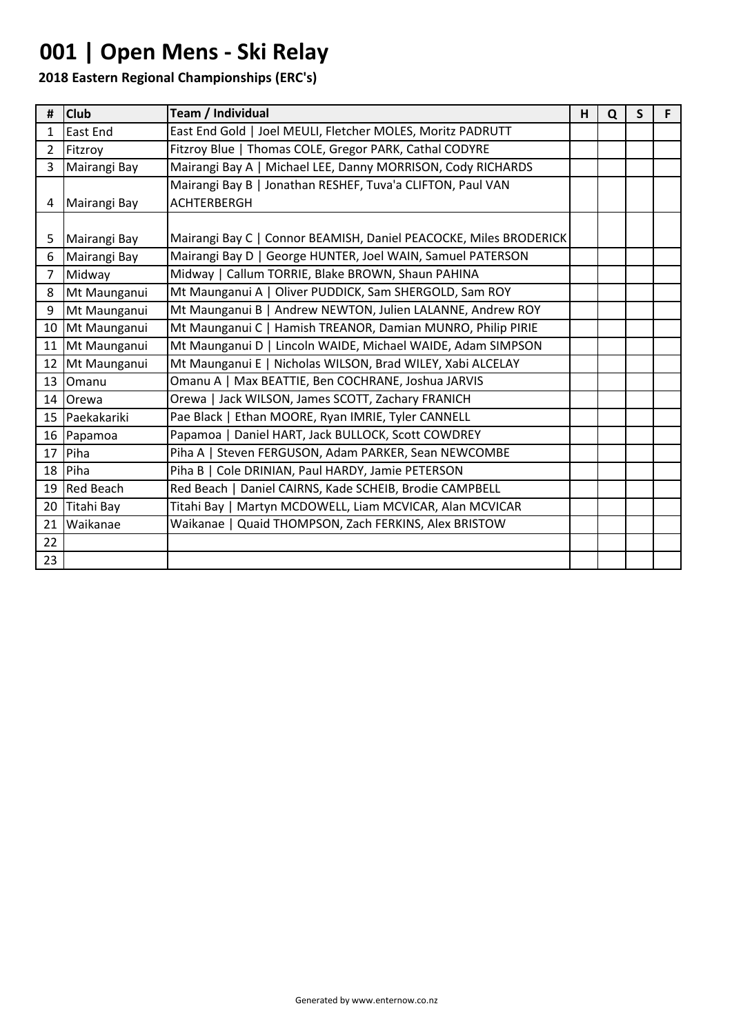# 001 | Open Mens - Ski Relay

**2018 Eastern Regional Championships (ERC's)**

| # | Club | Team / Individual | H | Q | S | F |
|---|---|---|---|---|---|---|
| 1 | East End | East End Gold \| Joel MEULI, Fletcher MOLES, Moritz PADRUTT | | | | |
| 2 | Fitzroy | Fitzroy Blue \| Thomas COLE, Gregor PARK, Cathal CODYRE | | | | |
| 3 | Mairangi Bay | Mairangi Bay A \| Michael LEE, Danny MORRISON, Cody RICHARDS | | | | |
| 4 | Mairangi Bay | Mairangi Bay B \| Jonathan RESHEF, Tuva'a CLIFTON, Paul VAN ACHTERBERGH | | | | |
| 5 | Mairangi Bay | Mairangi Bay C \| Connor BEAMISH, Daniel PEACOCKE, Miles BRODERICK | | | | |
| 6 | Mairangi Bay | Mairangi Bay D \| George HUNTER, Joel WAIN, Samuel PATERSON | | | | |
| 7 | Midway | Midway \| Callum TORRIE, Blake BROWN, Shaun PAHINA | | | | |
| 8 | Mt Maunganui | Mt Maunganui A \| Oliver PUDDICK, Sam SHERGOLD, Sam ROY | | | | |
| 9 | Mt Maunganui | Mt Maunganui B \| Andrew NEWTON, Julien LALANNE, Andrew ROY | | | | |
| 10 | Mt Maunganui | Mt Maunganui C \| Hamish TREANOR, Damian MUNRO, Philip PIRIE | | | | |
| 11 | Mt Maunganui | Mt Maunganui D \| Lincoln WAIDE, Michael WAIDE, Adam SIMPSON | | | | |
| 12 | Mt Maunganui | Mt Maunganui E \| Nicholas WILSON, Brad WILEY, Xabi ALCELAY | | | | |
| 13 | Omanu | Omanu A \| Max BEATTIE, Ben COCHRANE, Joshua JARVIS | | | | |
| 14 | Orewa | Orewa \| Jack WILSON, James SCOTT, Zachary FRANICH | | | | |
| 15 | Paekakariki | Pae Black \| Ethan MOORE, Ryan IMRIE, Tyler CANNELL | | | | |
| 16 | Papamoa | Papamoa \| Daniel HART, Jack BULLOCK, Scott COWDREY | | | | |
| 17 | Piha | Piha A \| Steven FERGUSON, Adam PARKER, Sean NEWCOMBE | | | | |
| 18 | Piha | Piha B \| Cole DRINIAN, Paul HARDY, Jamie PETERSON | | | | |
| 19 | Red Beach | Red Beach \| Daniel CAIRNS, Kade SCHEIB, Brodie CAMPBELL | | | | |
| 20 | Titahi Bay | Titahi Bay \| Martyn MCDOWELL, Liam MCVICAR, Alan MCVICAR | | | | |
| 21 | Waikanae | Waikanae \| Quaid THOMPSON, Zach FERKINS, Alex BRISTOW | | | | |
| 22 | | | | | | |
| 23 | | | | | | |

Generated by www.enternow.co.nz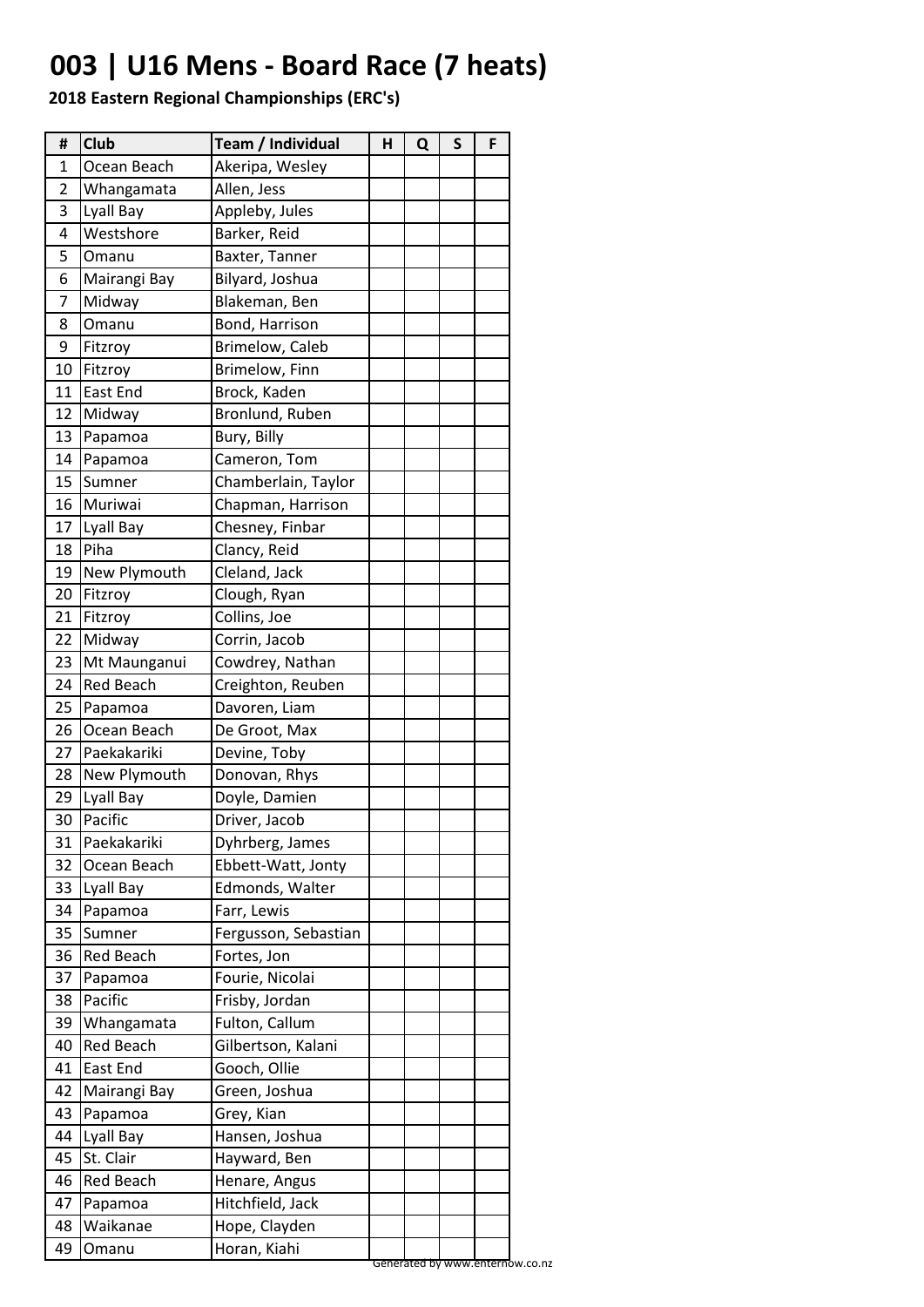# 003 | U16 Mens - Board Race (7 heats)

**2018 Eastern Regional Championships (ERC's)**

| # | Club | Team / Individual | H | Q | S | F |
|---|---|---|---|---|---|---|
| 1 | Ocean Beach | Akeripa, Wesley | | | | |
| 2 | Whangamata | Allen, Jess | | | | |
| 3 | Lyall Bay | Appleby, Jules | | | | |
| 4 | Westshore | Barker, Reid | | | | |
| 5 | Omanu | Baxter, Tanner | | | | |
| 6 | Mairangi Bay | Bilyard, Joshua | | | | |
| 7 | Midway | Blakeman, Ben | | | | |
| 8 | Omanu | Bond, Harrison | | | | |
| 9 | Fitzroy | Brimelow, Caleb | | | | |
| 10 | Fitzroy | Brimelow, Finn | | | | |
| 11 | East End | Brock, Kaden | | | | |
| 12 | Midway | Bronlund, Ruben | | | | |
| 13 | Papamoa | Bury, Billy | | | | |
| 14 | Papamoa | Cameron, Tom | | | | |
| 15 | Sumner | Chamberlain, Taylor | | | | |
| 16 | Muriwai | Chapman, Harrison | | | | |
| 17 | Lyall Bay | Chesney, Finbar | | | | |
| 18 | Piha | Clancy, Reid | | | | |
| 19 | New Plymouth | Cleland, Jack | | | | |
| 20 | Fitzroy | Clough, Ryan | | | | |
| 21 | Fitzroy | Collins, Joe | | | | |
| 22 | Midway | Corrin, Jacob | | | | |
| 23 | Mt Maunganui | Cowdrey, Nathan | | | | |
| 24 | Red Beach | Creighton, Reuben | | | | |
| 25 | Papamoa | Davoren, Liam | | | | |
| 26 | Ocean Beach | De Groot, Max | | | | |
| 27 | Paekakariki | Devine, Toby | | | | |
| 28 | New Plymouth | Donovan, Rhys | | | | |
| 29 | Lyall Bay | Doyle, Damien | | | | |
| 30 | Pacific | Driver, Jacob | | | | |
| 31 | Paekakariki | Dyhrberg, James | | | | |
| 32 | Ocean Beach | Ebbett-Watt, Jonty | | | | |
| 33 | Lyall Bay | Edmonds, Walter | | | | |
| 34 | Papamoa | Farr, Lewis | | | | |
| 35 | Sumner | Fergusson, Sebastian | | | | |
| 36 | Red Beach | Fortes, Jon | | | | |
| 37 | Papamoa | Fourie, Nicolai | | | | |
| 38 | Pacific | Frisby, Jordan | | | | |
| 39 | Whangamata | Fulton, Callum | | | | |
| 40 | Red Beach | Gilbertson, Kalani | | | | |
| 41 | East End | Gooch, Ollie | | | | |
| 42 | Mairangi Bay | Green, Joshua | | | | |
| 43 | Papamoa | Grey, Kian | | | | |
| 44 | Lyall Bay | Hansen, Joshua | | | | |
| 45 | St. Clair | Hayward, Ben | | | | |
| 46 | Red Beach | Henare, Angus | | | | |
| 47 | Papamoa | Hitchfield, Jack | | | | |
| 48 | Waikanae | Hope, Clayden | | | | |
| 49 | Omanu | Horan, Kiahi | | | | |

Generated by www.enternow.co.nz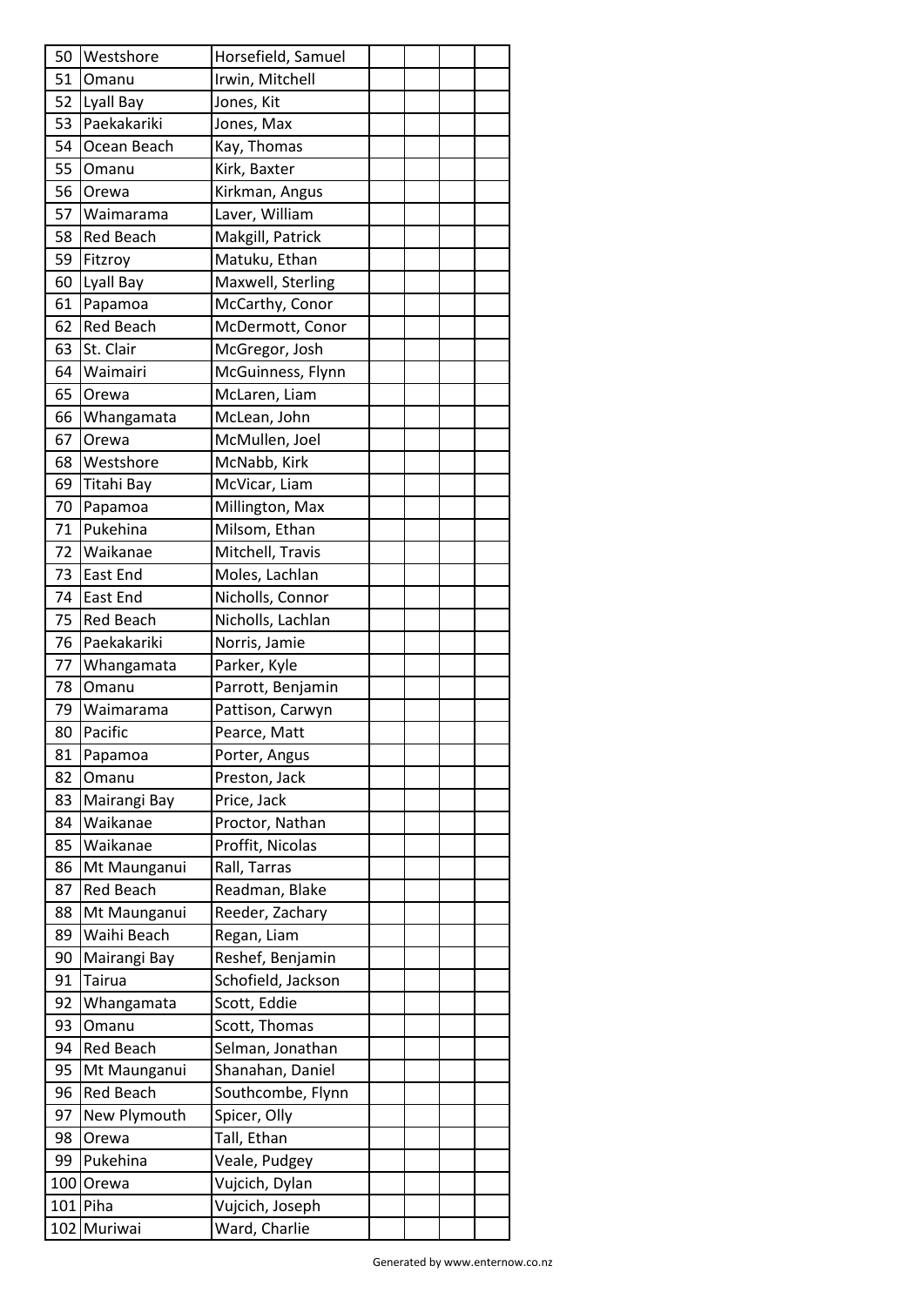| | | | | | | |
|---|---|---|---|---|---|---|
| 50 | Westshore | Horsefield, Samuel | | | | |
| 51 | Omanu | Irwin, Mitchell | | | | |
| 52 | Lyall Bay | Jones, Kit | | | | |
| 53 | Paekakariki | Jones, Max | | | | |
| 54 | Ocean Beach | Kay, Thomas | | | | |
| 55 | Omanu | Kirk, Baxter | | | | |
| 56 | Orewa | Kirkman, Angus | | | | |
| 57 | Waimarama | Laver, William | | | | |
| 58 | Red Beach | Makgill, Patrick | | | | |
| 59 | Fitzroy | Matuku, Ethan | | | | |
| 60 | Lyall Bay | Maxwell, Sterling | | | | |
| 61 | Papamoa | McCarthy, Conor | | | | |
| 62 | Red Beach | McDermott, Conor | | | | |
| 63 | St. Clair | McGregor, Josh | | | | |
| 64 | Waimairi | McGuinness, Flynn | | | | |
| 65 | Orewa | McLaren, Liam | | | | |
| 66 | Whangamata | McLean, John | | | | |
| 67 | Orewa | McMullen, Joel | | | | |
| 68 | Westshore | McNabb, Kirk | | | | |
| 69 | Titahi Bay | McVicar, Liam | | | | |
| 70 | Papamoa | Millington, Max | | | | |
| 71 | Pukehina | Milsom, Ethan | | | | |
| 72 | Waikanae | Mitchell, Travis | | | | |
| 73 | East End | Moles, Lachlan | | | | |
| 74 | East End | Nicholls, Connor | | | | |
| 75 | Red Beach | Nicholls, Lachlan | | | | |
| 76 | Paekakariki | Norris, Jamie | | | | |
| 77 | Whangamata | Parker, Kyle | | | | |
| 78 | Omanu | Parrott, Benjamin | | | | |
| 79 | Waimarama | Pattison, Carwyn | | | | |
| 80 | Pacific | Pearce, Matt | | | | |
| 81 | Papamoa | Porter, Angus | | | | |
| 82 | Omanu | Preston, Jack | | | | |
| 83 | Mairangi Bay | Price, Jack | | | | |
| 84 | Waikanae | Proctor, Nathan | | | | |
| 85 | Waikanae | Proffit, Nicolas | | | | |
| 86 | Mt Maunganui | Rall, Tarras | | | | |
| 87 | Red Beach | Readman, Blake | | | | |
| 88 | Mt Maunganui | Reeder, Zachary | | | | |
| 89 | Waihi Beach | Regan, Liam | | | | |
| 90 | Mairangi Bay | Reshef, Benjamin | | | | |
| 91 | Tairua | Schofield, Jackson | | | | |
| 92 | Whangamata | Scott, Eddie | | | | |
| 93 | Omanu | Scott, Thomas | | | | |
| 94 | Red Beach | Selman, Jonathan | | | | |
| 95 | Mt Maunganui | Shanahan, Daniel | | | | |
| 96 | Red Beach | Southcombe, Flynn | | | | |
| 97 | New Plymouth | Spicer, Olly | | | | |
| 98 | Orewa | Tall, Ethan | | | | |
| 99 | Pukehina | Veale, Pudgey | | | | |
| 100 | Orewa | Vujcich, Dylan | | | | |
| 101 | Piha | Vujcich, Joseph | | | | |
| 102 | Muriwai | Ward, Charlie | | | | |

Generated by www.enternow.co.nz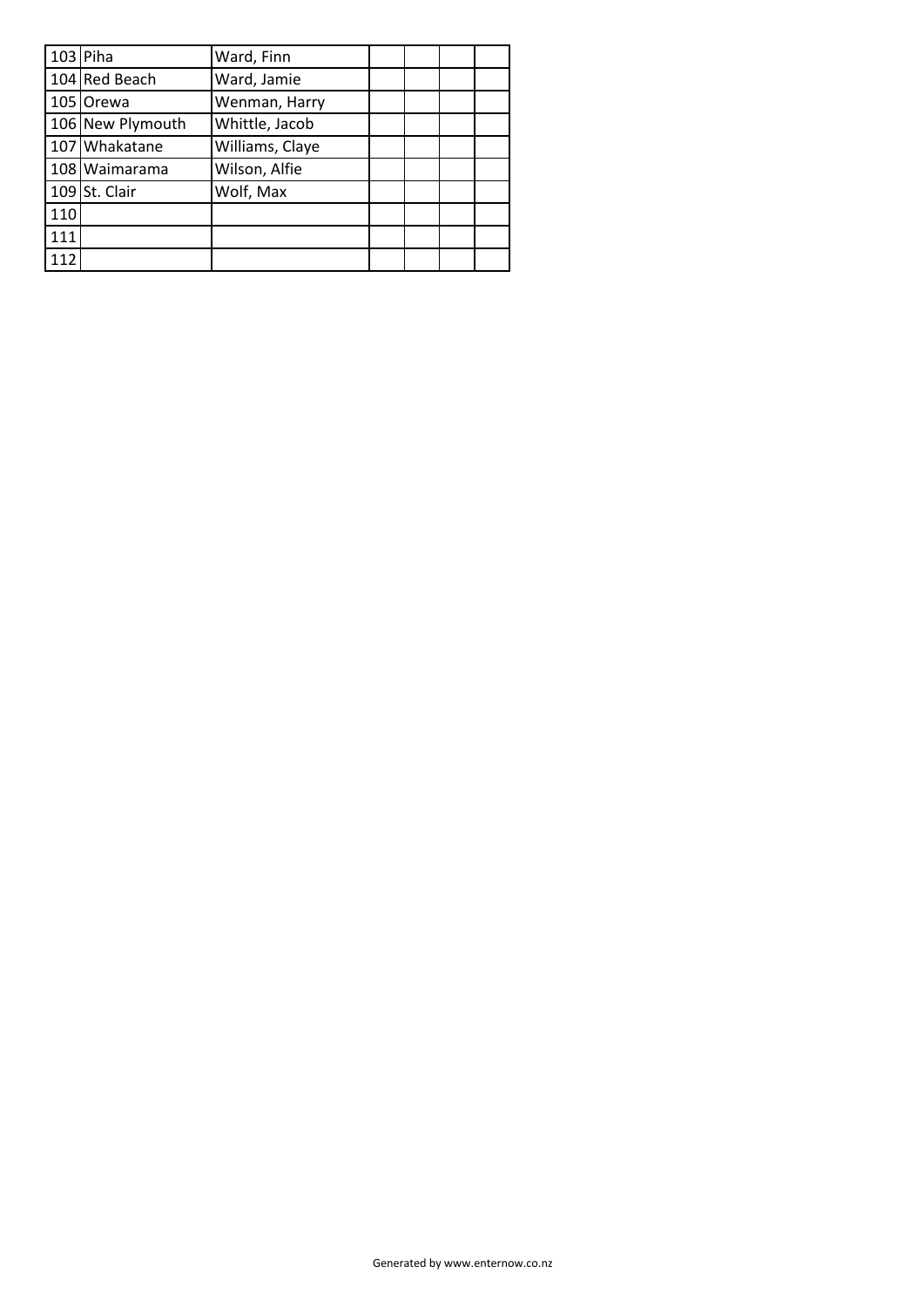| | | | | | | |
|---|---|---|---|---|---|---|
| 103 | Piha | Ward, Finn | | | | |
| 104 | Red Beach | Ward, Jamie | | | | |
| 105 | Orewa | Wenman, Harry | | | | |
| 106 | New Plymouth | Whittle, Jacob | | | | |
| 107 | Whakatane | Williams, Claye | | | | |
| 108 | Waimarama | Wilson, Alfie | | | | |
| 109 | St. Clair | Wolf, Max | | | | |
| 110 | | | | | | |
| 111 | | | | | | |
| 112 | | | | | | |

Generated by www.enternow.co.nz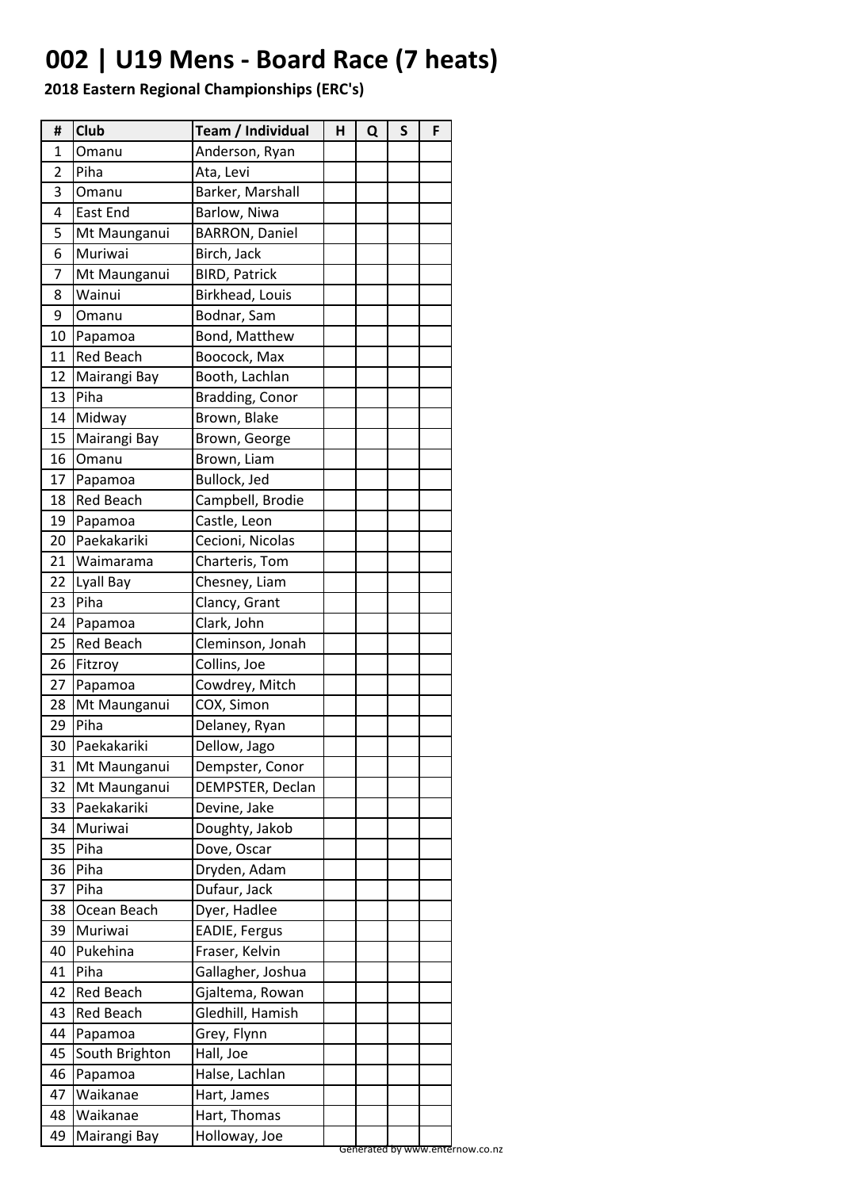# 002 | U19 Mens - Board Race (7 heats)

**2018 Eastern Regional Championships (ERC's)**

| # | Club | Team / Individual | H | Q | S | F |
|---|---|---|---|---|---|---|
| 1 | Omanu | Anderson, Ryan | | | | |
| 2 | Piha | Ata, Levi | | | | |
| 3 | Omanu | Barker, Marshall | | | | |
| 4 | East End | Barlow, Niwa | | | | |
| 5 | Mt Maunganui | BARRON, Daniel | | | | |
| 6 | Muriwai | Birch, Jack | | | | |
| 7 | Mt Maunganui | BIRD, Patrick | | | | |
| 8 | Wainui | Birkhead, Louis | | | | |
| 9 | Omanu | Bodnar, Sam | | | | |
| 10 | Papamoa | Bond, Matthew | | | | |
| 11 | Red Beach | Boocock, Max | | | | |
| 12 | Mairangi Bay | Booth, Lachlan | | | | |
| 13 | Piha | Bradding, Conor | | | | |
| 14 | Midway | Brown, Blake | | | | |
| 15 | Mairangi Bay | Brown, George | | | | |
| 16 | Omanu | Brown, Liam | | | | |
| 17 | Papamoa | Bullock, Jed | | | | |
| 18 | Red Beach | Campbell, Brodie | | | | |
| 19 | Papamoa | Castle, Leon | | | | |
| 20 | Paekakariki | Cecioni, Nicolas | | | | |
| 21 | Waimarama | Charteris, Tom | | | | |
| 22 | Lyall Bay | Chesney, Liam | | | | |
| 23 | Piha | Clancy, Grant | | | | |
| 24 | Papamoa | Clark, John | | | | |
| 25 | Red Beach | Cleminson, Jonah | | | | |
| 26 | Fitzroy | Collins, Joe | | | | |
| 27 | Papamoa | Cowdrey, Mitch | | | | |
| 28 | Mt Maunganui | COX, Simon | | | | |
| 29 | Piha | Delaney, Ryan | | | | |
| 30 | Paekakariki | Dellow, Jago | | | | |
| 31 | Mt Maunganui | Dempster, Conor | | | | |
| 32 | Mt Maunganui | DEMPSTER, Declan | | | | |
| 33 | Paekakariki | Devine, Jake | | | | |
| 34 | Muriwai | Doughty, Jakob | | | | |
| 35 | Piha | Dove, Oscar | | | | |
| 36 | Piha | Dryden, Adam | | | | |
| 37 | Piha | Dufaur, Jack | | | | |
| 38 | Ocean Beach | Dyer, Hadlee | | | | |
| 39 | Muriwai | EADIE, Fergus | | | | |
| 40 | Pukehina | Fraser, Kelvin | | | | |
| 41 | Piha | Gallagher, Joshua | | | | |
| 42 | Red Beach | Gjaltema, Rowan | | | | |
| 43 | Red Beach | Gledhill, Hamish | | | | |
| 44 | Papamoa | Grey, Flynn | | | | |
| 45 | South Brighton | Hall, Joe | | | | |
| 46 | Papamoa | Halse, Lachlan | | | | |
| 47 | Waikanae | Hart, James | | | | |
| 48 | Waikanae | Hart, Thomas | | | | |
| 49 | Mairangi Bay | Holloway, Joe | | | | |

Generated by www.enternow.co.nz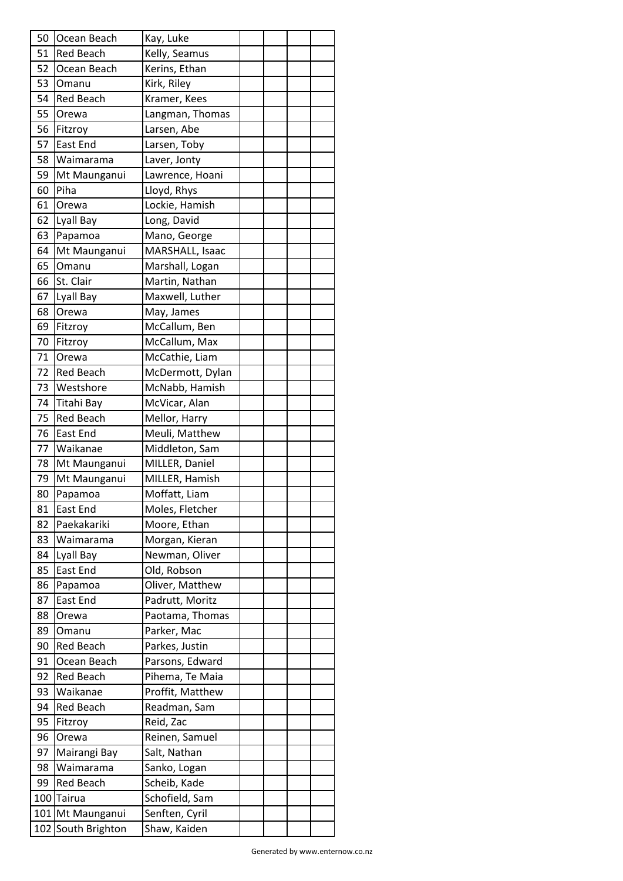| | | | | | | |
|---|---|---|---|---|---|---|
| 50 | Ocean Beach | Kay, Luke | | | | |
| 51 | Red Beach | Kelly, Seamus | | | | |
| 52 | Ocean Beach | Kerins, Ethan | | | | |
| 53 | Omanu | Kirk, Riley | | | | |
| 54 | Red Beach | Kramer, Kees | | | | |
| 55 | Orewa | Langman, Thomas | | | | |
| 56 | Fitzroy | Larsen, Abe | | | | |
| 57 | East End | Larsen, Toby | | | | |
| 58 | Waimarama | Laver, Jonty | | | | |
| 59 | Mt Maunganui | Lawrence, Hoani | | | | |
| 60 | Piha | Lloyd, Rhys | | | | |
| 61 | Orewa | Lockie, Hamish | | | | |
| 62 | Lyall Bay | Long, David | | | | |
| 63 | Papamoa | Mano, George | | | | |
| 64 | Mt Maunganui | MARSHALL, Isaac | | | | |
| 65 | Omanu | Marshall, Logan | | | | |
| 66 | St. Clair | Martin, Nathan | | | | |
| 67 | Lyall Bay | Maxwell, Luther | | | | |
| 68 | Orewa | May, James | | | | |
| 69 | Fitzroy | McCallum, Ben | | | | |
| 70 | Fitzroy | McCallum, Max | | | | |
| 71 | Orewa | McCathie, Liam | | | | |
| 72 | Red Beach | McDermott, Dylan | | | | |
| 73 | Westshore | McNabb, Hamish | | | | |
| 74 | Titahi Bay | McVicar, Alan | | | | |
| 75 | Red Beach | Mellor, Harry | | | | |
| 76 | East End | Meuli, Matthew | | | | |
| 77 | Waikanae | Middleton, Sam | | | | |
| 78 | Mt Maunganui | MILLER, Daniel | | | | |
| 79 | Mt Maunganui | MILLER, Hamish | | | | |
| 80 | Papamoa | Moffatt, Liam | | | | |
| 81 | East End | Moles, Fletcher | | | | |
| 82 | Paekakariki | Moore, Ethan | | | | |
| 83 | Waimarama | Morgan, Kieran | | | | |
| 84 | Lyall Bay | Newman, Oliver | | | | |
| 85 | East End | Old, Robson | | | | |
| 86 | Papamoa | Oliver, Matthew | | | | |
| 87 | East End | Padrutt, Moritz | | | | |
| 88 | Orewa | Paotama, Thomas | | | | |
| 89 | Omanu | Parker, Mac | | | | |
| 90 | Red Beach | Parkes, Justin | | | | |
| 91 | Ocean Beach | Parsons, Edward | | | | |
| 92 | Red Beach | Pihema, Te Maia | | | | |
| 93 | Waikanae | Proffit, Matthew | | | | |
| 94 | Red Beach | Readman, Sam | | | | |
| 95 | Fitzroy | Reid, Zac | | | | |
| 96 | Orewa | Reinen, Samuel | | | | |
| 97 | Mairangi Bay | Salt, Nathan | | | | |
| 98 | Waimarama | Sanko, Logan | | | | |
| 99 | Red Beach | Scheib, Kade | | | | |
| 100 | Tairua | Schofield, Sam | | | | |
| 101 | Mt Maunganui | Senften, Cyril | | | | |
| 102 | South Brighton | Shaw, Kaiden | | | | |

Generated by www.enternow.co.nz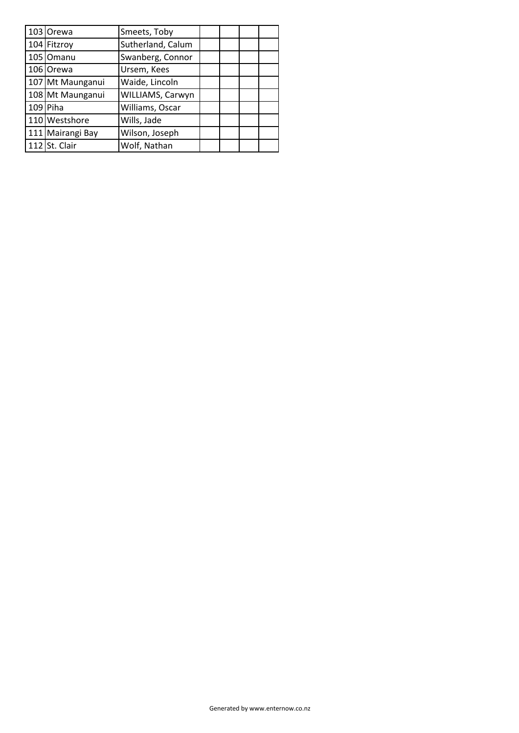| | | | | | | |
|---|---|---|---|---|---|---|
| 103 | Orewa | Smeets, Toby | | | | |
| 104 | Fitzroy | Sutherland, Calum | | | | |
| 105 | Omanu | Swanberg, Connor | | | | |
| 106 | Orewa | Ursem, Kees | | | | |
| 107 | Mt Maunganui | Waide, Lincoln | | | | |
| 108 | Mt Maunganui | WILLIAMS, Carwyn | | | | |
| 109 | Piha | Williams, Oscar | | | | |
| 110 | Westshore | Wills, Jade | | | | |
| 111 | Mairangi Bay | Wilson, Joseph | | | | |
| 112 | St. Clair | Wolf, Nathan | | | | |

Generated by www.enternow.co.nz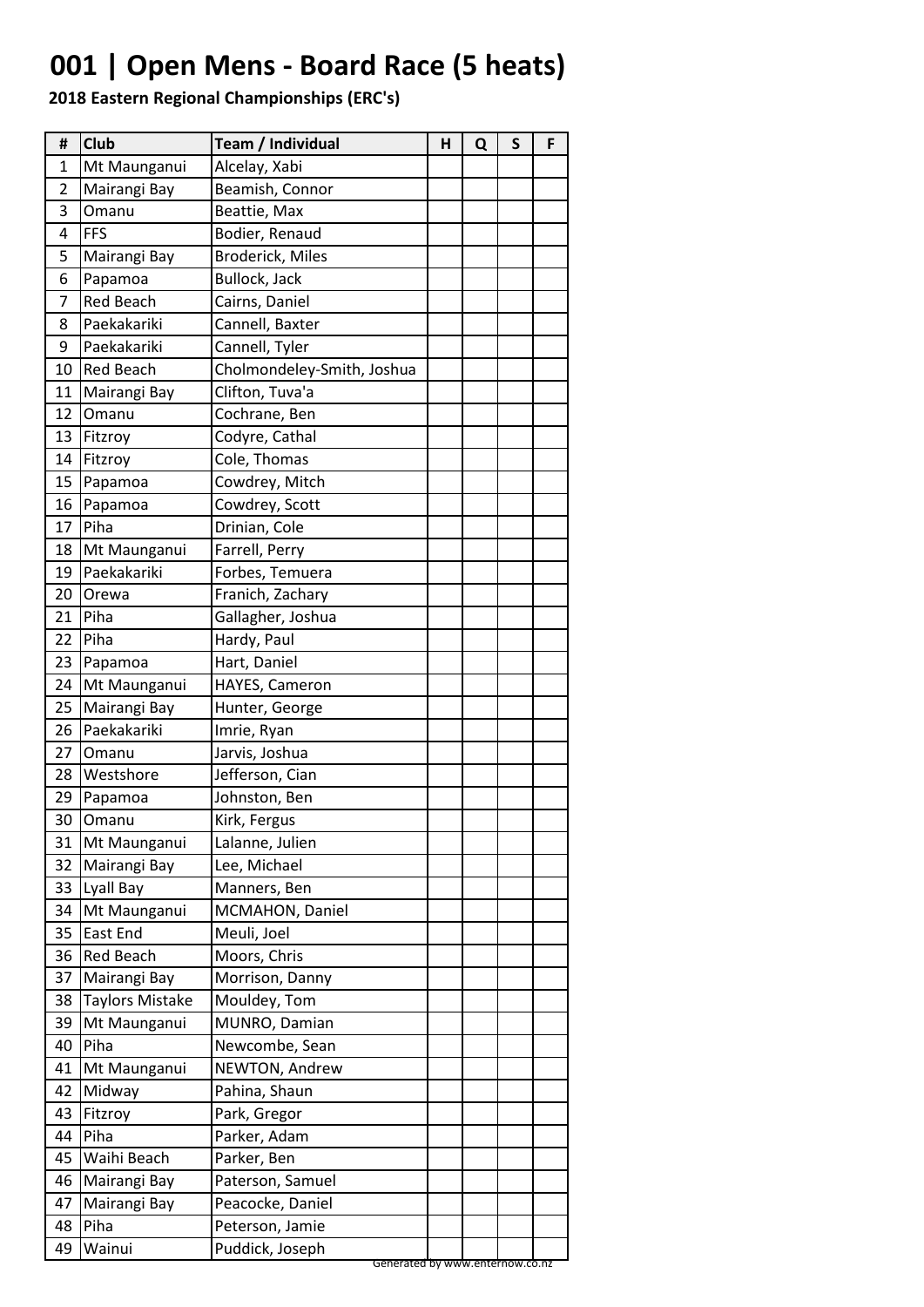# 001 | Open Mens - Board Race (5 heats)

**2018 Eastern Regional Championships (ERC's)**

| # | Club | Team / Individual | H | Q | S | F |
|---|---|---|---|---|---|---|
| 1 | Mt Maunganui | Alcelay, Xabi | | | | |
| 2 | Mairangi Bay | Beamish, Connor | | | | |
| 3 | Omanu | Beattie, Max | | | | |
| 4 | FFS | Bodier, Renaud | | | | |
| 5 | Mairangi Bay | Broderick, Miles | | | | |
| 6 | Papamoa | Bullock, Jack | | | | |
| 7 | Red Beach | Cairns, Daniel | | | | |
| 8 | Paekakariki | Cannell, Baxter | | | | |
| 9 | Paekakariki | Cannell, Tyler | | | | |
| 10 | Red Beach | Cholmondeley-Smith, Joshua | | | | |
| 11 | Mairangi Bay | Clifton, Tuva'a | | | | |
| 12 | Omanu | Cochrane, Ben | | | | |
| 13 | Fitzroy | Codyre, Cathal | | | | |
| 14 | Fitzroy | Cole, Thomas | | | | |
| 15 | Papamoa | Cowdrey, Mitch | | | | |
| 16 | Papamoa | Cowdrey, Scott | | | | |
| 17 | Piha | Drinian, Cole | | | | |
| 18 | Mt Maunganui | Farrell, Perry | | | | |
| 19 | Paekakariki | Forbes, Temuera | | | | |
| 20 | Orewa | Franich, Zachary | | | | |
| 21 | Piha | Gallagher, Joshua | | | | |
| 22 | Piha | Hardy, Paul | | | | |
| 23 | Papamoa | Hart, Daniel | | | | |
| 24 | Mt Maunganui | HAYES, Cameron | | | | |
| 25 | Mairangi Bay | Hunter, George | | | | |
| 26 | Paekakariki | Imrie, Ryan | | | | |
| 27 | Omanu | Jarvis, Joshua | | | | |
| 28 | Westshore | Jefferson, Cian | | | | |
| 29 | Papamoa | Johnston, Ben | | | | |
| 30 | Omanu | Kirk, Fergus | | | | |
| 31 | Mt Maunganui | Lalanne, Julien | | | | |
| 32 | Mairangi Bay | Lee, Michael | | | | |
| 33 | Lyall Bay | Manners, Ben | | | | |
| 34 | Mt Maunganui | MCMAHON, Daniel | | | | |
| 35 | East End | Meuli, Joel | | | | |
| 36 | Red Beach | Moors, Chris | | | | |
| 37 | Mairangi Bay | Morrison, Danny | | | | |
| 38 | Taylors Mistake | Mouldey, Tom | | | | |
| 39 | Mt Maunganui | MUNRO, Damian | | | | |
| 40 | Piha | Newcombe, Sean | | | | |
| 41 | Mt Maunganui | NEWTON, Andrew | | | | |
| 42 | Midway | Pahina, Shaun | | | | |
| 43 | Fitzroy | Park, Gregor | | | | |
| 44 | Piha | Parker, Adam | | | | |
| 45 | Waihi Beach | Parker, Ben | | | | |
| 46 | Mairangi Bay | Paterson, Samuel | | | | |
| 47 | Mairangi Bay | Peacocke, Daniel | | | | |
| 48 | Piha | Peterson, Jamie | | | | |
| 49 | Wainui | Puddick, Joseph | | | | |

Generated by www.enternow.co.nz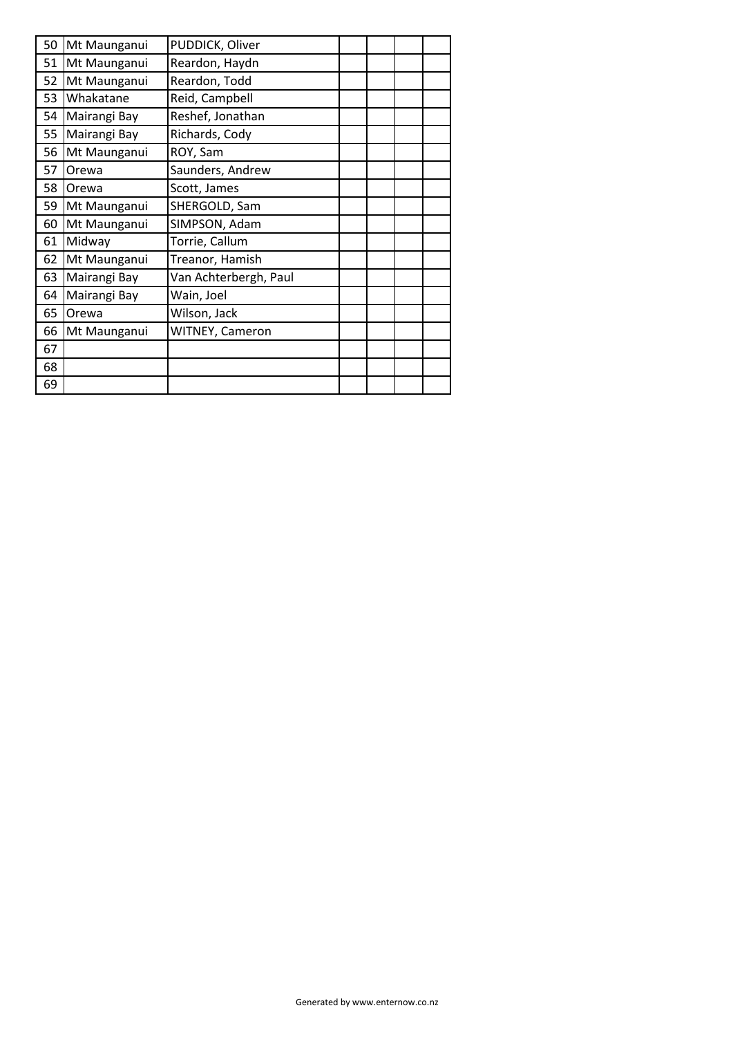| | | | | | | |
|---|---|---|---|---|---|---|
| 50 | Mt Maunganui | PUDDICK, Oliver | | | | |
| 51 | Mt Maunganui | Reardon, Haydn | | | | |
| 52 | Mt Maunganui | Reardon, Todd | | | | |
| 53 | Whakatane | Reid, Campbell | | | | |
| 54 | Mairangi Bay | Reshef, Jonathan | | | | |
| 55 | Mairangi Bay | Richards, Cody | | | | |
| 56 | Mt Maunganui | ROY, Sam | | | | |
| 57 | Orewa | Saunders, Andrew | | | | |
| 58 | Orewa | Scott, James | | | | |
| 59 | Mt Maunganui | SHERGOLD, Sam | | | | |
| 60 | Mt Maunganui | SIMPSON, Adam | | | | |
| 61 | Midway | Torrie, Callum | | | | |
| 62 | Mt Maunganui | Treanor, Hamish | | | | |
| 63 | Mairangi Bay | Van Achterbergh, Paul | | | | |
| 64 | Mairangi Bay | Wain, Joel | | | | |
| 65 | Orewa | Wilson, Jack | | | | |
| 66 | Mt Maunganui | WITNEY, Cameron | | | | |
| 67 | | | | | | |
| 68 | | | | | | |
| 69 | | | | | | |

Generated by www.enternow.co.nz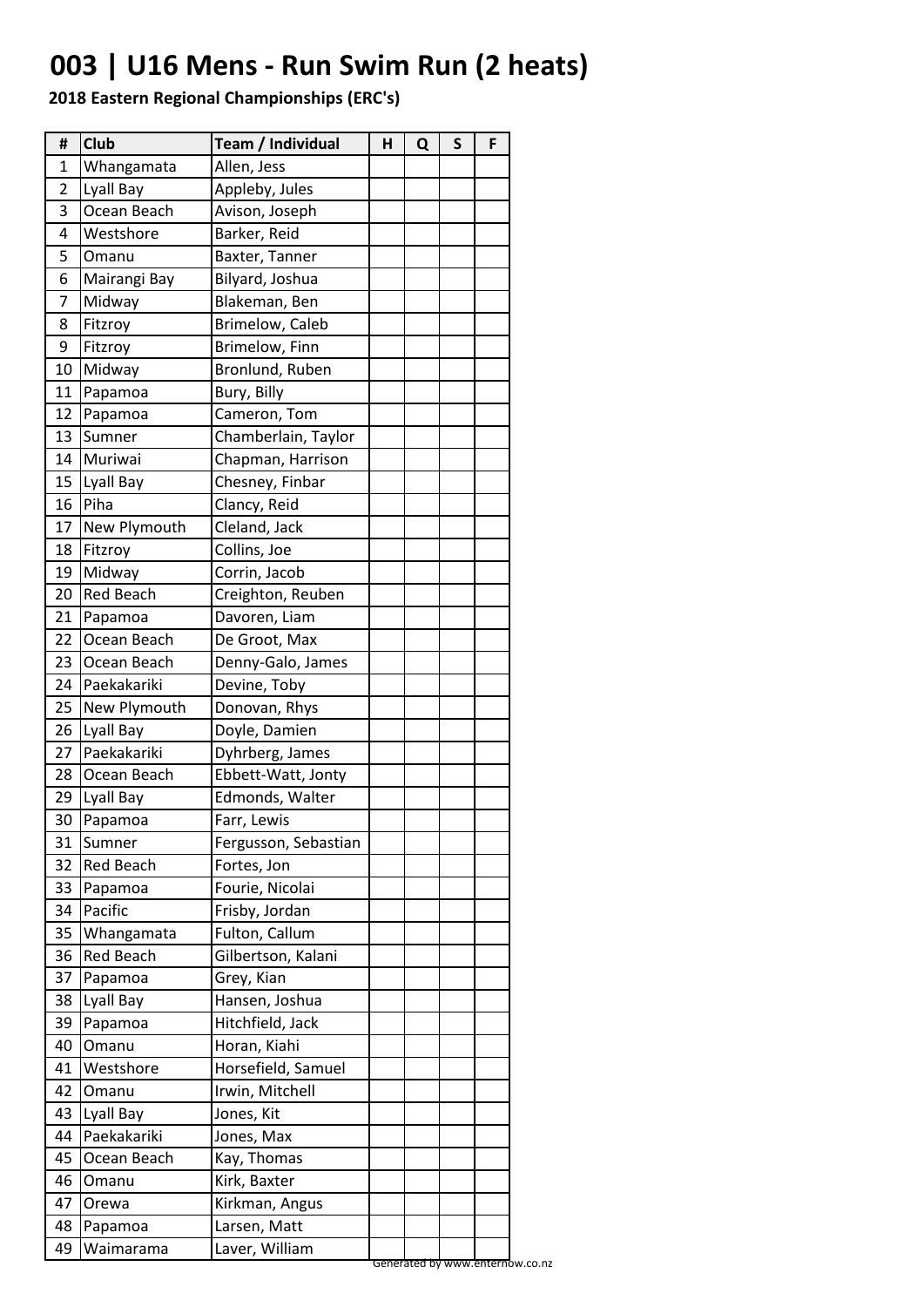# 003 | U16 Mens - Run Swim Run (2 heats)

**2018 Eastern Regional Championships (ERC's)**

| # | Club | Team / Individual | H | Q | S | F |
|---|---|---|---|---|---|---|
| 1 | Whangamata | Allen, Jess | | | | |
| 2 | Lyall Bay | Appleby, Jules | | | | |
| 3 | Ocean Beach | Avison, Joseph | | | | |
| 4 | Westshore | Barker, Reid | | | | |
| 5 | Omanu | Baxter, Tanner | | | | |
| 6 | Mairangi Bay | Bilyard, Joshua | | | | |
| 7 | Midway | Blakeman, Ben | | | | |
| 8 | Fitzroy | Brimelow, Caleb | | | | |
| 9 | Fitzroy | Brimelow, Finn | | | | |
| 10 | Midway | Bronlund, Ruben | | | | |
| 11 | Papamoa | Bury, Billy | | | | |
| 12 | Papamoa | Cameron, Tom | | | | |
| 13 | Sumner | Chamberlain, Taylor | | | | |
| 14 | Muriwai | Chapman, Harrison | | | | |
| 15 | Lyall Bay | Chesney, Finbar | | | | |
| 16 | Piha | Clancy, Reid | | | | |
| 17 | New Plymouth | Cleland, Jack | | | | |
| 18 | Fitzroy | Collins, Joe | | | | |
| 19 | Midway | Corrin, Jacob | | | | |
| 20 | Red Beach | Creighton, Reuben | | | | |
| 21 | Papamoa | Davoren, Liam | | | | |
| 22 | Ocean Beach | De Groot, Max | | | | |
| 23 | Ocean Beach | Denny-Galo, James | | | | |
| 24 | Paekakariki | Devine, Toby | | | | |
| 25 | New Plymouth | Donovan, Rhys | | | | |
| 26 | Lyall Bay | Doyle, Damien | | | | |
| 27 | Paekakariki | Dyhrberg, James | | | | |
| 28 | Ocean Beach | Ebbett-Watt, Jonty | | | | |
| 29 | Lyall Bay | Edmonds, Walter | | | | |
| 30 | Papamoa | Farr, Lewis | | | | |
| 31 | Sumner | Fergusson, Sebastian | | | | |
| 32 | Red Beach | Fortes, Jon | | | | |
| 33 | Papamoa | Fourie, Nicolai | | | | |
| 34 | Pacific | Frisby, Jordan | | | | |
| 35 | Whangamata | Fulton, Callum | | | | |
| 36 | Red Beach | Gilbertson, Kalani | | | | |
| 37 | Papamoa | Grey, Kian | | | | |
| 38 | Lyall Bay | Hansen, Joshua | | | | |
| 39 | Papamoa | Hitchfield, Jack | | | | |
| 40 | Omanu | Horan, Kiahi | | | | |
| 41 | Westshore | Horsefield, Samuel | | | | |
| 42 | Omanu | Irwin, Mitchell | | | | |
| 43 | Lyall Bay | Jones, Kit | | | | |
| 44 | Paekakariki | Jones, Max | | | | |
| 45 | Ocean Beach | Kay, Thomas | | | | |
| 46 | Omanu | Kirk, Baxter | | | | |
| 47 | Orewa | Kirkman, Angus | | | | |
| 48 | Papamoa | Larsen, Matt | | | | |
| 49 | Waimarama | Laver, William | | | | |

Generated by www.enternow.co.nz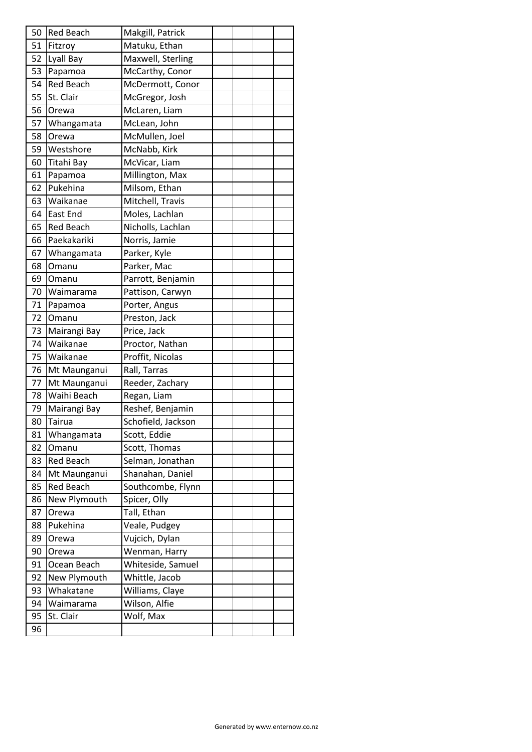| | | | | | | |
|---|---|---|---|---|---|---|
| 50 | Red Beach | Makgill, Patrick | | | | |
| 51 | Fitzroy | Matuku, Ethan | | | | |
| 52 | Lyall Bay | Maxwell, Sterling | | | | |
| 53 | Papamoa | McCarthy, Conor | | | | |
| 54 | Red Beach | McDermott, Conor | | | | |
| 55 | St. Clair | McGregor, Josh | | | | |
| 56 | Orewa | McLaren, Liam | | | | |
| 57 | Whangamata | McLean, John | | | | |
| 58 | Orewa | McMullen, Joel | | | | |
| 59 | Westshore | McNabb, Kirk | | | | |
| 60 | Titahi Bay | McVicar, Liam | | | | |
| 61 | Papamoa | Millington, Max | | | | |
| 62 | Pukehina | Milsom, Ethan | | | | |
| 63 | Waikanae | Mitchell, Travis | | | | |
| 64 | East End | Moles, Lachlan | | | | |
| 65 | Red Beach | Nicholls, Lachlan | | | | |
| 66 | Paekakariki | Norris, Jamie | | | | |
| 67 | Whangamata | Parker, Kyle | | | | |
| 68 | Omanu | Parker, Mac | | | | |
| 69 | Omanu | Parrott, Benjamin | | | | |
| 70 | Waimarama | Pattison, Carwyn | | | | |
| 71 | Papamoa | Porter, Angus | | | | |
| 72 | Omanu | Preston, Jack | | | | |
| 73 | Mairangi Bay | Price, Jack | | | | |
| 74 | Waikanae | Proctor, Nathan | | | | |
| 75 | Waikanae | Proffit, Nicolas | | | | |
| 76 | Mt Maunganui | Rall, Tarras | | | | |
| 77 | Mt Maunganui | Reeder, Zachary | | | | |
| 78 | Waihi Beach | Regan, Liam | | | | |
| 79 | Mairangi Bay | Reshef, Benjamin | | | | |
| 80 | Tairua | Schofield, Jackson | | | | |
| 81 | Whangamata | Scott, Eddie | | | | |
| 82 | Omanu | Scott, Thomas | | | | |
| 83 | Red Beach | Selman, Jonathan | | | | |
| 84 | Mt Maunganui | Shanahan, Daniel | | | | |
| 85 | Red Beach | Southcombe, Flynn | | | | |
| 86 | New Plymouth | Spicer, Olly | | | | |
| 87 | Orewa | Tall, Ethan | | | | |
| 88 | Pukehina | Veale, Pudgey | | | | |
| 89 | Orewa | Vujcich, Dylan | | | | |
| 90 | Orewa | Wenman, Harry | | | | |
| 91 | Ocean Beach | Whiteside, Samuel | | | | |
| 92 | New Plymouth | Whittle, Jacob | | | | |
| 93 | Whakatane | Williams, Claye | | | | |
| 94 | Waimarama | Wilson, Alfie | | | | |
| 95 | St. Clair | Wolf, Max | | | | |
| 96 | | | | | | |

Generated by www.enternow.co.nz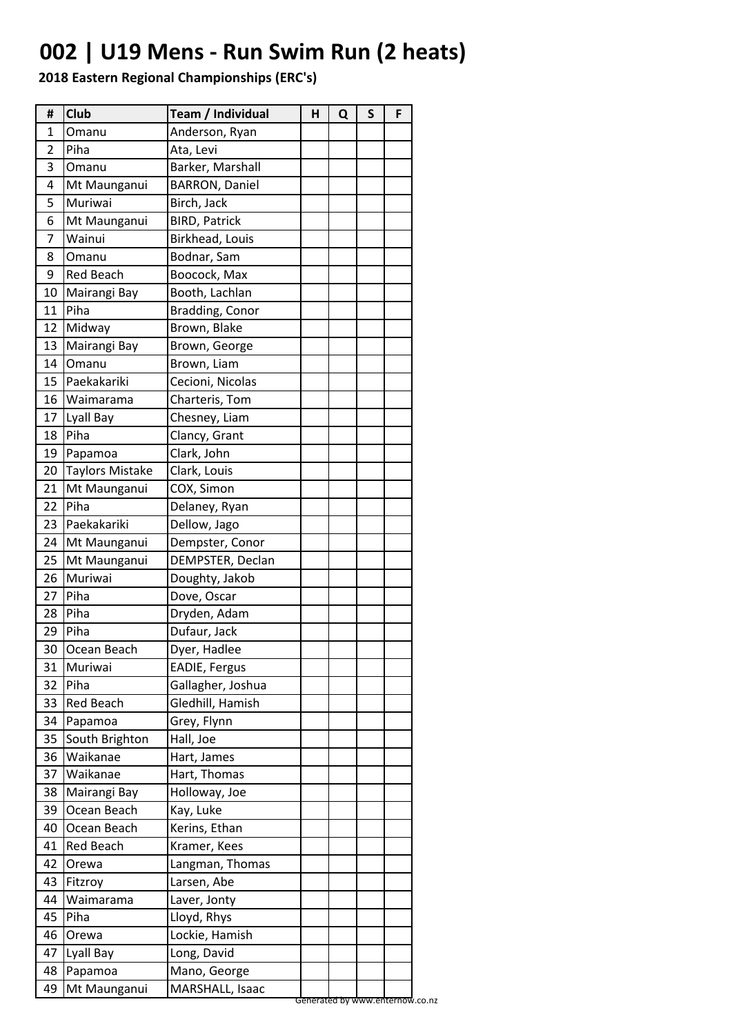# 002 | U19 Mens - Run Swim Run (2 heats)

**2018 Eastern Regional Championships (ERC's)**

| # | Club | Team / Individual | H | Q | S | F |
|---|---|---|---|---|---|---|
| 1 | Omanu | Anderson, Ryan | | | | |
| 2 | Piha | Ata, Levi | | | | |
| 3 | Omanu | Barker, Marshall | | | | |
| 4 | Mt Maunganui | BARRON, Daniel | | | | |
| 5 | Muriwai | Birch, Jack | | | | |
| 6 | Mt Maunganui | BIRD, Patrick | | | | |
| 7 | Wainui | Birkhead, Louis | | | | |
| 8 | Omanu | Bodnar, Sam | | | | |
| 9 | Red Beach | Boocock, Max | | | | |
| 10 | Mairangi Bay | Booth, Lachlan | | | | |
| 11 | Piha | Bradding, Conor | | | | |
| 12 | Midway | Brown, Blake | | | | |
| 13 | Mairangi Bay | Brown, George | | | | |
| 14 | Omanu | Brown, Liam | | | | |
| 15 | Paekakariki | Cecioni, Nicolas | | | | |
| 16 | Waimarama | Charteris, Tom | | | | |
| 17 | Lyall Bay | Chesney, Liam | | | | |
| 18 | Piha | Clancy, Grant | | | | |
| 19 | Papamoa | Clark, John | | | | |
| 20 | Taylors Mistake | Clark, Louis | | | | |
| 21 | Mt Maunganui | COX, Simon | | | | |
| 22 | Piha | Delaney, Ryan | | | | |
| 23 | Paekakariki | Dellow, Jago | | | | |
| 24 | Mt Maunganui | Dempster, Conor | | | | |
| 25 | Mt Maunganui | DEMPSTER, Declan | | | | |
| 26 | Muriwai | Doughty, Jakob | | | | |
| 27 | Piha | Dove, Oscar | | | | |
| 28 | Piha | Dryden, Adam | | | | |
| 29 | Piha | Dufaur, Jack | | | | |
| 30 | Ocean Beach | Dyer, Hadlee | | | | |
| 31 | Muriwai | EADIE, Fergus | | | | |
| 32 | Piha | Gallagher, Joshua | | | | |
| 33 | Red Beach | Gledhill, Hamish | | | | |
| 34 | Papamoa | Grey, Flynn | | | | |
| 35 | South Brighton | Hall, Joe | | | | |
| 36 | Waikanae | Hart, James | | | | |
| 37 | Waikanae | Hart, Thomas | | | | |
| 38 | Mairangi Bay | Holloway, Joe | | | | |
| 39 | Ocean Beach | Kay, Luke | | | | |
| 40 | Ocean Beach | Kerins, Ethan | | | | |
| 41 | Red Beach | Kramer, Kees | | | | |
| 42 | Orewa | Langman, Thomas | | | | |
| 43 | Fitzroy | Larsen, Abe | | | | |
| 44 | Waimarama | Laver, Jonty | | | | |
| 45 | Piha | Lloyd, Rhys | | | | |
| 46 | Orewa | Lockie, Hamish | | | | |
| 47 | Lyall Bay | Long, David | | | | |
| 48 | Papamoa | Mano, George | | | | |
| 49 | Mt Maunganui | MARSHALL, Isaac | | | | |

Generated by www.enternow.co.nz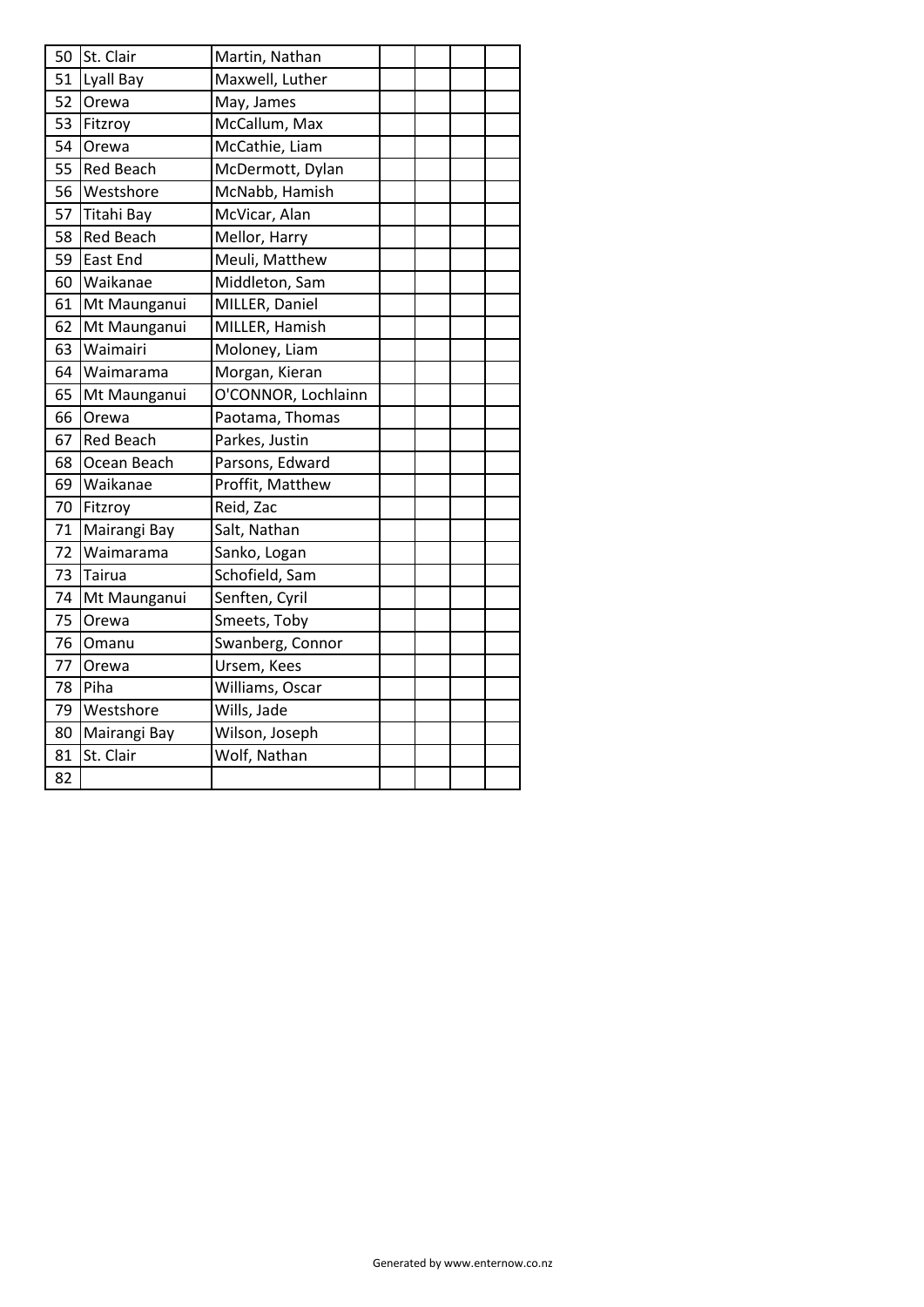| | | | | | | |
|---|---|---|---|---|---|---|
| 50 | St. Clair | Martin, Nathan | | | | |
| 51 | Lyall Bay | Maxwell, Luther | | | | |
| 52 | Orewa | May, James | | | | |
| 53 | Fitzroy | McCallum, Max | | | | |
| 54 | Orewa | McCathie, Liam | | | | |
| 55 | Red Beach | McDermott, Dylan | | | | |
| 56 | Westshore | McNabb, Hamish | | | | |
| 57 | Titahi Bay | McVicar, Alan | | | | |
| 58 | Red Beach | Mellor, Harry | | | | |
| 59 | East End | Meuli, Matthew | | | | |
| 60 | Waikanae | Middleton, Sam | | | | |
| 61 | Mt Maunganui | MILLER, Daniel | | | | |
| 62 | Mt Maunganui | MILLER, Hamish | | | | |
| 63 | Waimairi | Moloney, Liam | | | | |
| 64 | Waimarama | Morgan, Kieran | | | | |
| 65 | Mt Maunganui | O'CONNOR, Lochlainn | | | | |
| 66 | Orewa | Paotama, Thomas | | | | |
| 67 | Red Beach | Parkes, Justin | | | | |
| 68 | Ocean Beach | Parsons, Edward | | | | |
| 69 | Waikanae | Proffit, Matthew | | | | |
| 70 | Fitzroy | Reid, Zac | | | | |
| 71 | Mairangi Bay | Salt, Nathan | | | | |
| 72 | Waimarama | Sanko, Logan | | | | |
| 73 | Tairua | Schofield, Sam | | | | |
| 74 | Mt Maunganui | Senften, Cyril | | | | |
| 75 | Orewa | Smeets, Toby | | | | |
| 76 | Omanu | Swanberg, Connor | | | | |
| 77 | Orewa | Ursem, Kees | | | | |
| 78 | Piha | Williams, Oscar | | | | |
| 79 | Westshore | Wills, Jade | | | | |
| 80 | Mairangi Bay | Wilson, Joseph | | | | |
| 81 | St. Clair | Wolf, Nathan | | | | |
| 82 | | | | | | |

Generated by www.enternow.co.nz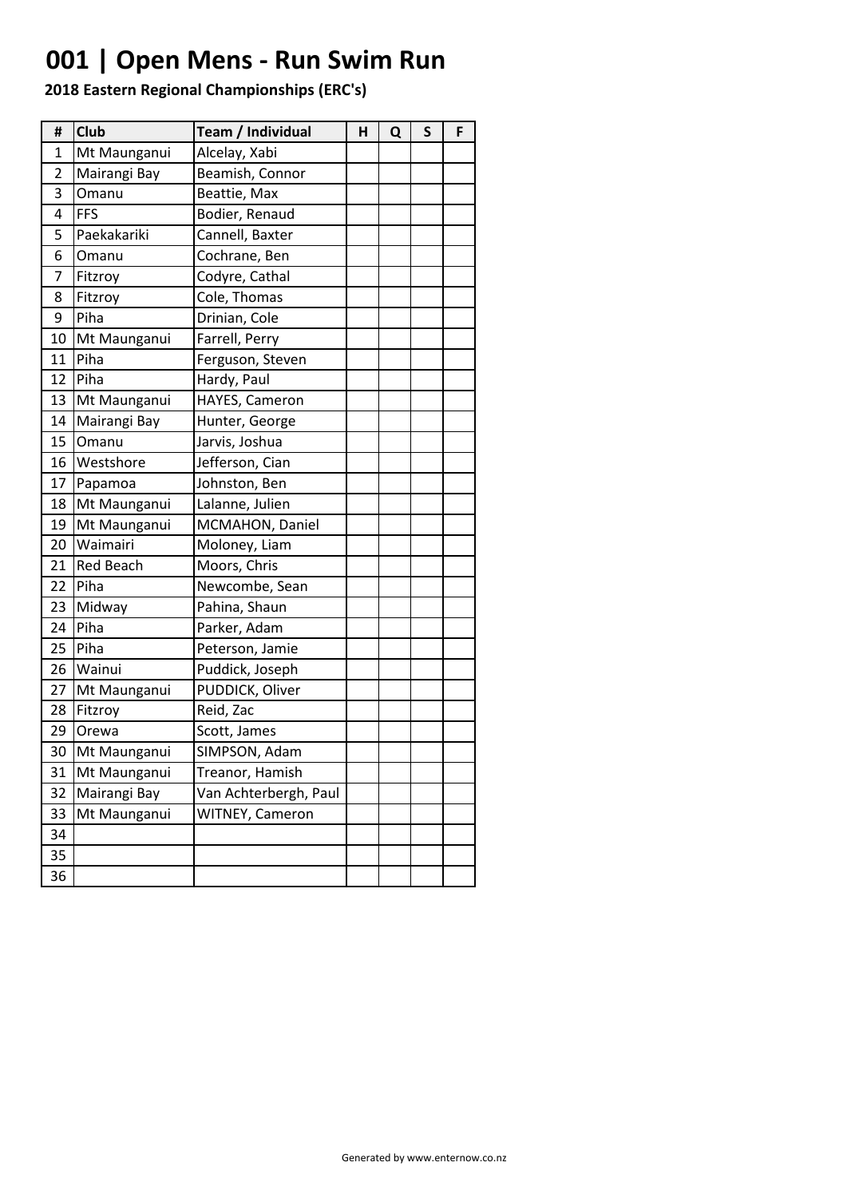# 001 | Open Mens - Run Swim Run

**2018 Eastern Regional Championships (ERC's)**

| # | Club | Team / Individual | H | Q | S | F |
|---|---|---|---|---|---|---|
| 1 | Mt Maunganui | Alcelay, Xabi | | | | |
| 2 | Mairangi Bay | Beamish, Connor | | | | |
| 3 | Omanu | Beattie, Max | | | | |
| 4 | FFS | Bodier, Renaud | | | | |
| 5 | Paekakariki | Cannell, Baxter | | | | |
| 6 | Omanu | Cochrane, Ben | | | | |
| 7 | Fitzroy | Codyre, Cathal | | | | |
| 8 | Fitzroy | Cole, Thomas | | | | |
| 9 | Piha | Drinian, Cole | | | | |
| 10 | Mt Maunganui | Farrell, Perry | | | | |
| 11 | Piha | Ferguson, Steven | | | | |
| 12 | Piha | Hardy, Paul | | | | |
| 13 | Mt Maunganui | HAYES, Cameron | | | | |
| 14 | Mairangi Bay | Hunter, George | | | | |
| 15 | Omanu | Jarvis, Joshua | | | | |
| 16 | Westshore | Jefferson, Cian | | | | |
| 17 | Papamoa | Johnston, Ben | | | | |
| 18 | Mt Maunganui | Lalanne, Julien | | | | |
| 19 | Mt Maunganui | MCMAHON, Daniel | | | | |
| 20 | Waimairi | Moloney, Liam | | | | |
| 21 | Red Beach | Moors, Chris | | | | |
| 22 | Piha | Newcombe, Sean | | | | |
| 23 | Midway | Pahina, Shaun | | | | |
| 24 | Piha | Parker, Adam | | | | |
| 25 | Piha | Peterson, Jamie | | | | |
| 26 | Wainui | Puddick, Joseph | | | | |
| 27 | Mt Maunganui | PUDDICK, Oliver | | | | |
| 28 | Fitzroy | Reid, Zac | | | | |
| 29 | Orewa | Scott, James | | | | |
| 30 | Mt Maunganui | SIMPSON, Adam | | | | |
| 31 | Mt Maunganui | Treanor, Hamish | | | | |
| 32 | Mairangi Bay | Van Achterbergh, Paul | | | | |
| 33 | Mt Maunganui | WITNEY, Cameron | | | | |
| 34 | | | | | | |
| 35 | | | | | | |
| 36 | | | | | | |

Generated by www.enternow.co.nz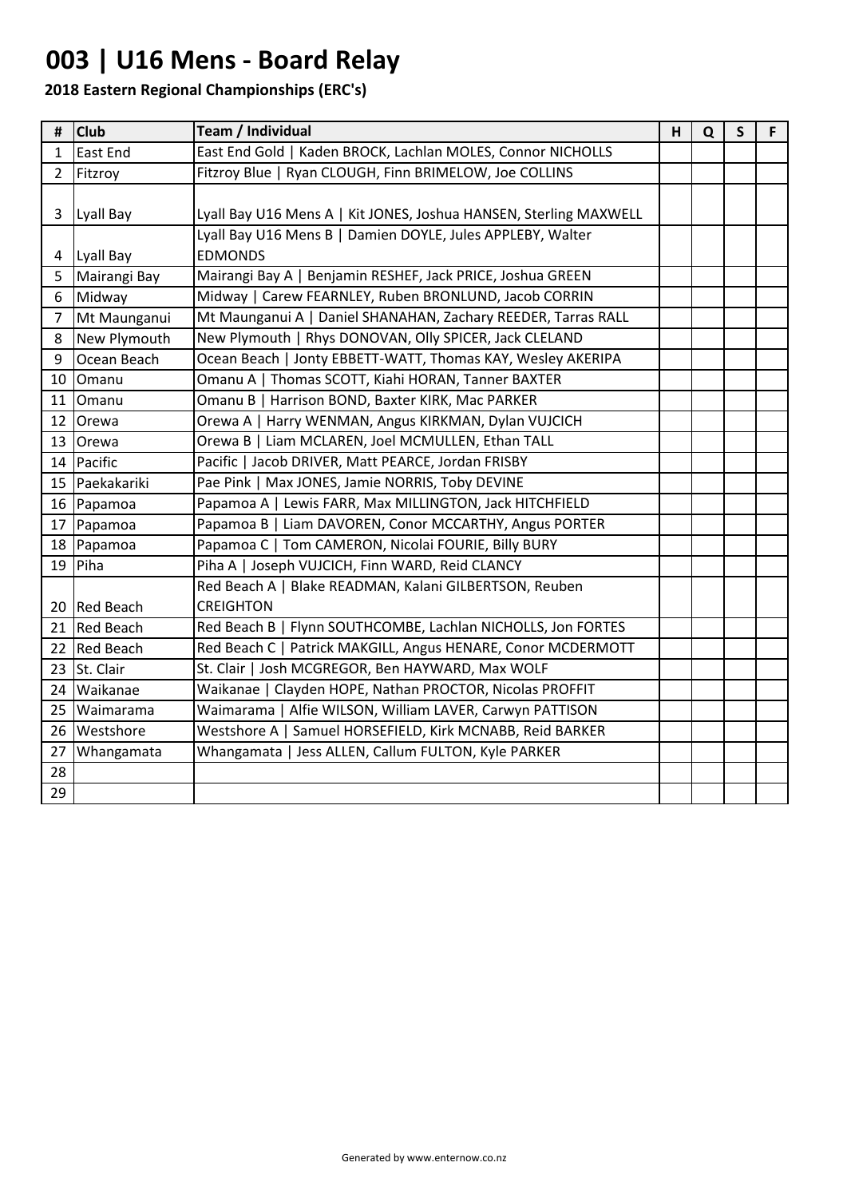# 003 | U16 Mens - Board Relay

**2018 Eastern Regional Championships (ERC's)**

| # | Club | Team / Individual | H | Q | S | F |
|---|---|---|---|---|---|---|
| 1 | East End | East End Gold \| Kaden BROCK, Lachlan MOLES, Connor NICHOLLS | | | | |
| 2 | Fitzroy | Fitzroy Blue \| Ryan CLOUGH, Finn BRIMELOW, Joe COLLINS | | | | |
| 3 | Lyall Bay | Lyall Bay U16 Mens A \| Kit JONES, Joshua HANSEN, Sterling MAXWELL | | | | |
| 4 | Lyall Bay | Lyall Bay U16 Mens B \| Damien DOYLE, Jules APPLEBY, Walter EDMONDS | | | | |
| 5 | Mairangi Bay | Mairangi Bay A \| Benjamin RESHEF, Jack PRICE, Joshua GREEN | | | | |
| 6 | Midway | Midway \| Carew FEARNLEY, Ruben BRONLUND, Jacob CORRIN | | | | |
| 7 | Mt Maunganui | Mt Maunganui A \| Daniel SHANAHAN, Zachary REEDER, Tarras RALL | | | | |
| 8 | New Plymouth | New Plymouth \| Rhys DONOVAN, Olly SPICER, Jack CLELAND | | | | |
| 9 | Ocean Beach | Ocean Beach \| Jonty EBBETT-WATT, Thomas KAY, Wesley AKERIPA | | | | |
| 10 | Omanu | Omanu A \| Thomas SCOTT, Kiahi HORAN, Tanner BAXTER | | | | |
| 11 | Omanu | Omanu B \| Harrison BOND, Baxter KIRK, Mac PARKER | | | | |
| 12 | Orewa | Orewa A \| Harry WENMAN, Angus KIRKMAN, Dylan VUJCICH | | | | |
| 13 | Orewa | Orewa B \| Liam MCLAREN, Joel MCMULLEN, Ethan TALL | | | | |
| 14 | Pacific | Pacific \| Jacob DRIVER, Matt PEARCE, Jordan FRISBY | | | | |
| 15 | Paekakariki | Pae Pink \| Max JONES, Jamie NORRIS, Toby DEVINE | | | | |
| 16 | Papamoa | Papamoa A \| Lewis FARR, Max MILLINGTON, Jack HITCHFIELD | | | | |
| 17 | Papamoa | Papamoa B \| Liam DAVOREN, Conor MCCARTHY, Angus PORTER | | | | |
| 18 | Papamoa | Papamoa C \| Tom CAMERON, Nicolai FOURIE, Billy BURY | | | | |
| 19 | Piha | Piha A \| Joseph VUJCICH, Finn WARD, Reid CLANCY | | | | |
| 20 | Red Beach | Red Beach A \| Blake READMAN, Kalani GILBERTSON, Reuben CREIGHTON | | | | |
| 21 | Red Beach | Red Beach B \| Flynn SOUTHCOMBE, Lachlan NICHOLLS, Jon FORTES | | | | |
| 22 | Red Beach | Red Beach C \| Patrick MAKGILL, Angus HENARE, Conor MCDERMOTT | | | | |
| 23 | St. Clair | St. Clair \| Josh MCGREGOR, Ben HAYWARD, Max WOLF | | | | |
| 24 | Waikanae | Waikanae \| Clayden HOPE, Nathan PROCTOR, Nicolas PROFFIT | | | | |
| 25 | Waimarama | Waimarama \| Alfie WILSON, William LAVER, Carwyn PATTISON | | | | |
| 26 | Westshore | Westshore A \| Samuel HORSEFIELD, Kirk MCNABB, Reid BARKER | | | | |
| 27 | Whangamata | Whangamata \| Jess ALLEN, Callum FULTON, Kyle PARKER | | | | |
| 28 | | | | | | |
| 29 | | | | | | |

Generated by www.enternow.co.nz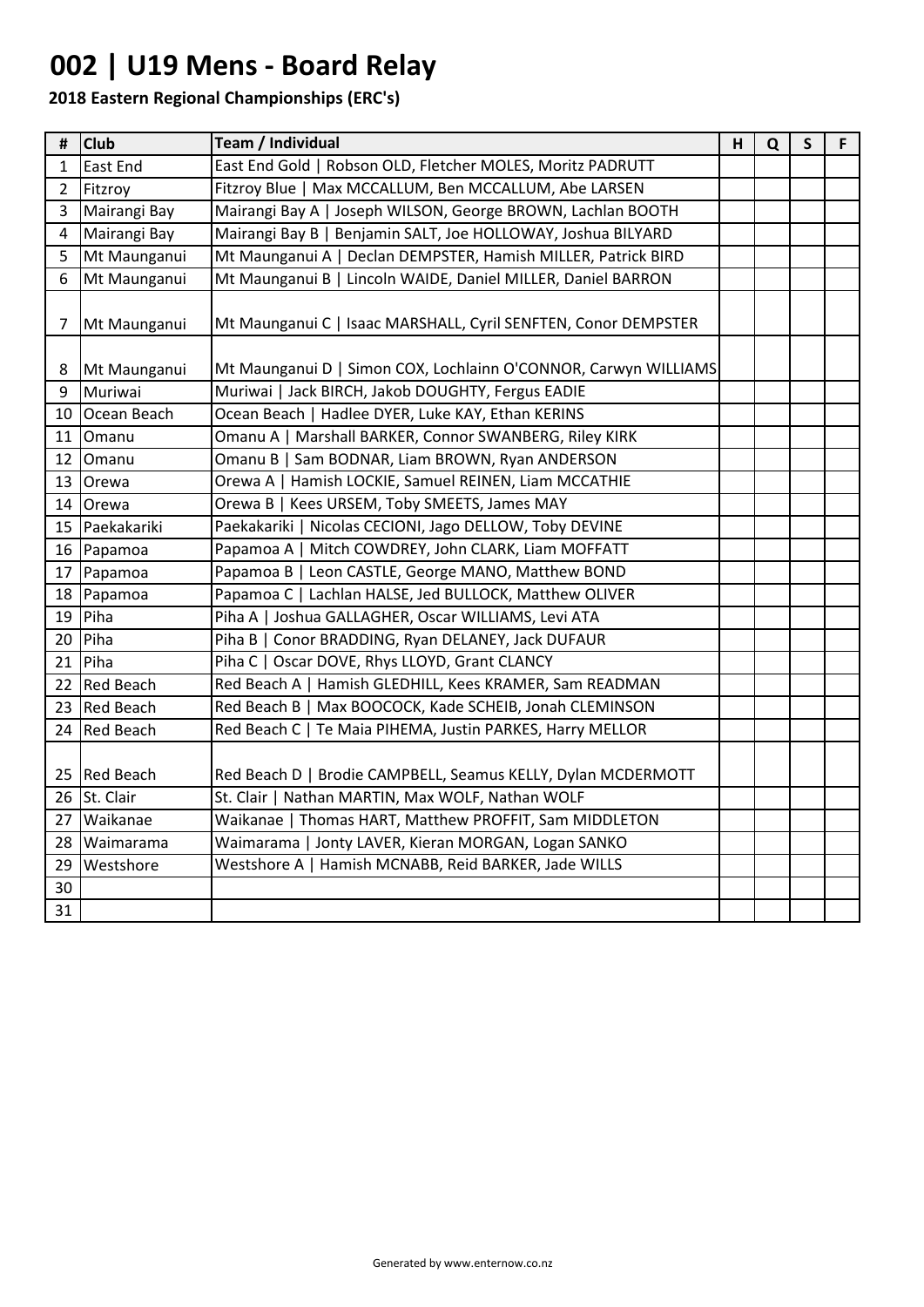# 002 | U19 Mens - Board Relay

**2018 Eastern Regional Championships (ERC's)**

| # | Club | Team / Individual | H | Q | S | F |
|---|---|---|---|---|---|---|
| 1 | East End | East End Gold \| Robson OLD, Fletcher MOLES, Moritz PADRUTT | | | | |
| 2 | Fitzroy | Fitzroy Blue \| Max MCCALLUM, Ben MCCALLUM, Abe LARSEN | | | | |
| 3 | Mairangi Bay | Mairangi Bay A \| Joseph WILSON, George BROWN, Lachlan BOOTH | | | | |
| 4 | Mairangi Bay | Mairangi Bay B \| Benjamin SALT, Joe HOLLOWAY, Joshua BILYARD | | | | |
| 5 | Mt Maunganui | Mt Maunganui A \| Declan DEMPSTER, Hamish MILLER, Patrick BIRD | | | | |
| 6 | Mt Maunganui | Mt Maunganui B \| Lincoln WAIDE, Daniel MILLER, Daniel BARRON | | | | |
| 7 | Mt Maunganui | Mt Maunganui C \| Isaac MARSHALL, Cyril SENFTEN, Conor DEMPSTER | | | | |
| 8 | Mt Maunganui | Mt Maunganui D \| Simon COX, Lochlainn O'CONNOR, Carwyn WILLIAMS | | | | |
| 9 | Muriwai | Muriwai \| Jack BIRCH, Jakob DOUGHTY, Fergus EADIE | | | | |
| 10 | Ocean Beach | Ocean Beach \| Hadlee DYER, Luke KAY, Ethan KERINS | | | | |
| 11 | Omanu | Omanu A \| Marshall BARKER, Connor SWANBERG, Riley KIRK | | | | |
| 12 | Omanu | Omanu B \| Sam BODNAR, Liam BROWN, Ryan ANDERSON | | | | |
| 13 | Orewa | Orewa A \| Hamish LOCKIE, Samuel REINEN, Liam MCCATHIE | | | | |
| 14 | Orewa | Orewa B \| Kees URSEM, Toby SMEETS, James MAY | | | | |
| 15 | Paekakariki | Paekakariki \| Nicolas CECIONI, Jago DELLOW, Toby DEVINE | | | | |
| 16 | Papamoa | Papamoa A \| Mitch COWDREY, John CLARK, Liam MOFFATT | | | | |
| 17 | Papamoa | Papamoa B \| Leon CASTLE, George MANO, Matthew BOND | | | | |
| 18 | Papamoa | Papamoa C \| Lachlan HALSE, Jed BULLOCK, Matthew OLIVER | | | | |
| 19 | Piha | Piha A \| Joshua GALLAGHER, Oscar WILLIAMS, Levi ATA | | | | |
| 20 | Piha | Piha B \| Conor BRADDING, Ryan DELANEY, Jack DUFAUR | | | | |
| 21 | Piha | Piha C \| Oscar DOVE, Rhys LLOYD, Grant CLANCY | | | | |
| 22 | Red Beach | Red Beach A \| Hamish GLEDHILL, Kees KRAMER, Sam READMAN | | | | |
| 23 | Red Beach | Red Beach B \| Max BOOCOCK, Kade SCHEIB, Jonah CLEMINSON | | | | |
| 24 | Red Beach | Red Beach C \| Te Maia PIHEMA, Justin PARKES, Harry MELLOR | | | | |
| 25 | Red Beach | Red Beach D \| Brodie CAMPBELL, Seamus KELLY, Dylan MCDERMOTT | | | | |
| 26 | St. Clair | St. Clair \| Nathan MARTIN, Max WOLF, Nathan WOLF | | | | |
| 27 | Waikanae | Waikanae \| Thomas HART, Matthew PROFFIT, Sam MIDDLETON | | | | |
| 28 | Waimarama | Waimarama \| Jonty LAVER, Kieran MORGAN, Logan SANKO | | | | |
| 29 | Westshore | Westshore A \| Hamish MCNABB, Reid BARKER, Jade WILLS | | | | |
| 30 | | | | | | |
| 31 | | | | | | |

Generated by www.enternow.co.nz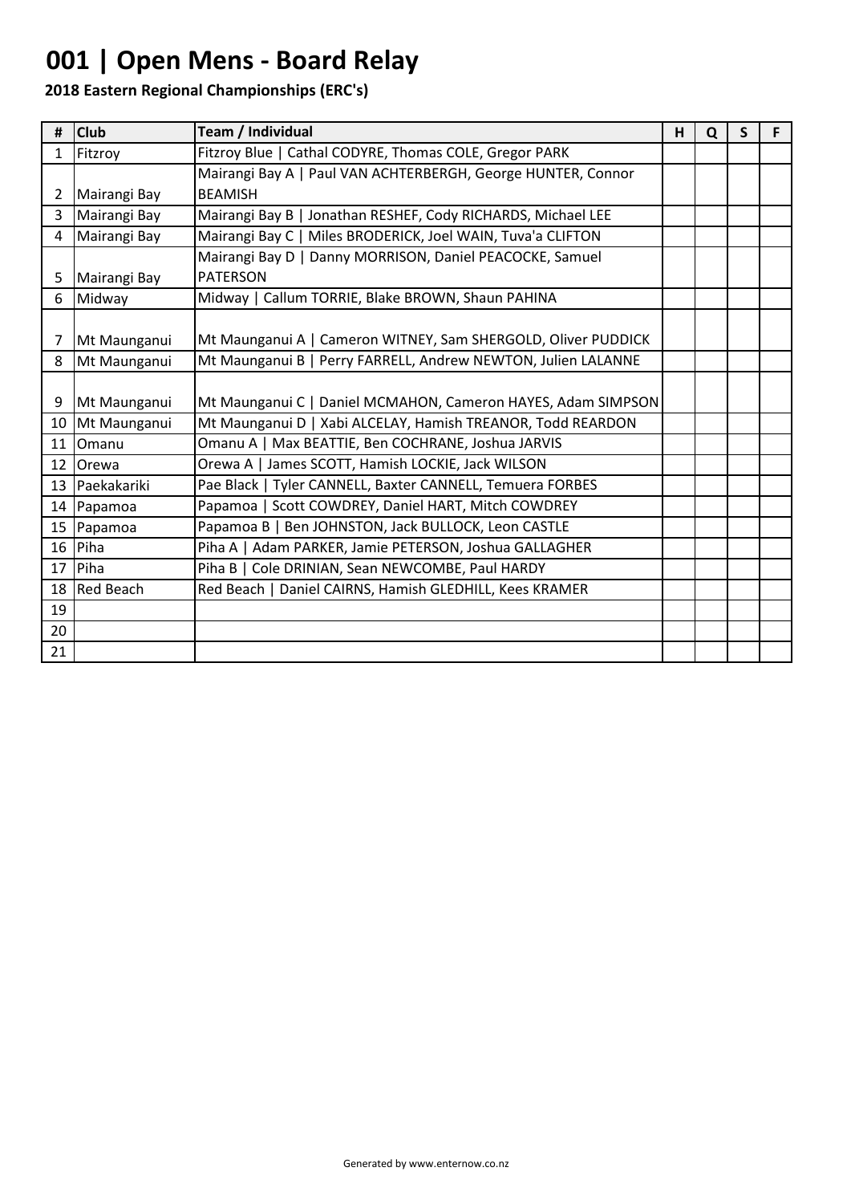# 001 | Open Mens - Board Relay

**2018 Eastern Regional Championships (ERC's)**

| # | Club | Team / Individual | H | Q | S | F |
|---|---|---|---|---|---|---|
| 1 | Fitzroy | Fitzroy Blue \| Cathal CODYRE, Thomas COLE, Gregor PARK | | | | |
| 2 | Mairangi Bay | Mairangi Bay A \| Paul VAN ACHTERBERGH, George HUNTER, Connor BEAMISH | | | | |
| 3 | Mairangi Bay | Mairangi Bay B \| Jonathan RESHEF, Cody RICHARDS, Michael LEE | | | | |
| 4 | Mairangi Bay | Mairangi Bay C \| Miles BRODERICK, Joel WAIN, Tuva'a CLIFTON | | | | |
| 5 | Mairangi Bay | Mairangi Bay D \| Danny MORRISON, Daniel PEACOCKE, Samuel PATERSON | | | | |
| 6 | Midway | Midway \| Callum TORRIE, Blake BROWN, Shaun PAHINA | | | | |
| 7 | Mt Maunganui | Mt Maunganui A \| Cameron WITNEY, Sam SHERGOLD, Oliver PUDDICK | | | | |
| 8 | Mt Maunganui | Mt Maunganui B \| Perry FARRELL, Andrew NEWTON, Julien LALANNE | | | | |
| 9 | Mt Maunganui | Mt Maunganui C \| Daniel MCMAHON, Cameron HAYES, Adam SIMPSON | | | | |
| 10 | Mt Maunganui | Mt Maunganui D \| Xabi ALCELAY, Hamish TREANOR, Todd REARDON | | | | |
| 11 | Omanu | Omanu A \| Max BEATTIE, Ben COCHRANE, Joshua JARVIS | | | | |
| 12 | Orewa | Orewa A \| James SCOTT, Hamish LOCKIE, Jack WILSON | | | | |
| 13 | Paekakariki | Pae Black \| Tyler CANNELL, Baxter CANNELL, Temuera FORBES | | | | |
| 14 | Papamoa | Papamoa \| Scott COWDREY, Daniel HART, Mitch COWDREY | | | | |
| 15 | Papamoa | Papamoa B \| Ben JOHNSTON, Jack BULLOCK, Leon CASTLE | | | | |
| 16 | Piha | Piha A \| Adam PARKER, Jamie PETERSON, Joshua GALLAGHER | | | | |
| 17 | Piha | Piha B \| Cole DRINIAN, Sean NEWCOMBE, Paul HARDY | | | | |
| 18 | Red Beach | Red Beach \| Daniel CAIRNS, Hamish GLEDHILL, Kees KRAMER | | | | |
| 19 | | | | | | |
| 20 | | | | | | |
| 21 | | | | | | |

Generated by www.enternow.co.nz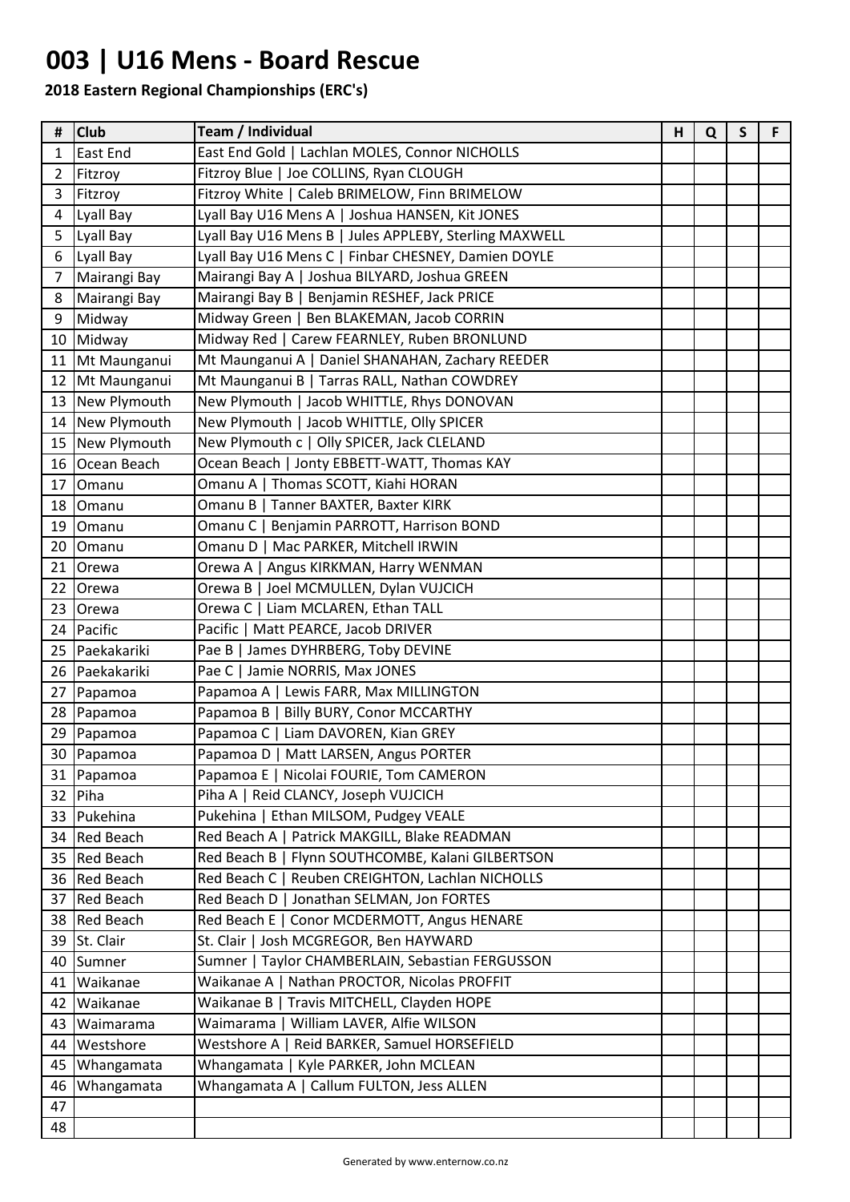# 003 | U16 Mens - Board Rescue

**2018 Eastern Regional Championships (ERC's)**

| # | Club | Team / Individual | H | Q | S | F |
|---|---|---|---|---|---|---|
| 1 | East End | East End Gold \| Lachlan MOLES, Connor NICHOLLS | | | | |
| 2 | Fitzroy | Fitzroy Blue \| Joe COLLINS, Ryan CLOUGH | | | | |
| 3 | Fitzroy | Fitzroy White \| Caleb BRIMELOW, Finn BRIMELOW | | | | |
| 4 | Lyall Bay | Lyall Bay U16 Mens A \| Joshua HANSEN, Kit JONES | | | | |
| 5 | Lyall Bay | Lyall Bay U16 Mens B \| Jules APPLEBY, Sterling MAXWELL | | | | |
| 6 | Lyall Bay | Lyall Bay U16 Mens C \| Finbar CHESNEY, Damien DOYLE | | | | |
| 7 | Mairangi Bay | Mairangi Bay A \| Joshua BILYARD, Joshua GREEN | | | | |
| 8 | Mairangi Bay | Mairangi Bay B \| Benjamin RESHEF, Jack PRICE | | | | |
| 9 | Midway | Midway Green \| Ben BLAKEMAN, Jacob CORRIN | | | | |
| 10 | Midway | Midway Red \| Carew FEARNLEY, Ruben BRONLUND | | | | |
| 11 | Mt Maunganui | Mt Maunganui A \| Daniel SHANAHAN, Zachary REEDER | | | | |
| 12 | Mt Maunganui | Mt Maunganui B \| Tarras RALL, Nathan COWDREY | | | | |
| 13 | New Plymouth | New Plymouth \| Jacob WHITTLE, Rhys DONOVAN | | | | |
| 14 | New Plymouth | New Plymouth \| Jacob WHITTLE, Olly SPICER | | | | |
| 15 | New Plymouth | New Plymouth c \| Olly SPICER, Jack CLELAND | | | | |
| 16 | Ocean Beach | Ocean Beach \| Jonty EBBETT-WATT, Thomas KAY | | | | |
| 17 | Omanu | Omanu A \| Thomas SCOTT, Kiahi HORAN | | | | |
| 18 | Omanu | Omanu B \| Tanner BAXTER, Baxter KIRK | | | | |
| 19 | Omanu | Omanu C \| Benjamin PARROTT, Harrison BOND | | | | |
| 20 | Omanu | Omanu D \| Mac PARKER, Mitchell IRWIN | | | | |
| 21 | Orewa | Orewa A \| Angus KIRKMAN, Harry WENMAN | | | | |
| 22 | Orewa | Orewa B \| Joel MCMULLEN, Dylan VUJCICH | | | | |
| 23 | Orewa | Orewa C \| Liam MCLAREN, Ethan TALL | | | | |
| 24 | Pacific | Pacific \| Matt PEARCE, Jacob DRIVER | | | | |
| 25 | Paekakariki | Pae B \| James DYHRBERG, Toby DEVINE | | | | |
| 26 | Paekakariki | Pae C \| Jamie NORRIS, Max JONES | | | | |
| 27 | Papamoa | Papamoa A \| Lewis FARR, Max MILLINGTON | | | | |
| 28 | Papamoa | Papamoa B \| Billy BURY, Conor MCCARTHY | | | | |
| 29 | Papamoa | Papamoa C \| Liam DAVOREN, Kian GREY | | | | |
| 30 | Papamoa | Papamoa D \| Matt LARSEN, Angus PORTER | | | | |
| 31 | Papamoa | Papamoa E \| Nicolai FOURIE, Tom CAMERON | | | | |
| 32 | Piha | Piha A \| Reid CLANCY, Joseph VUJCICH | | | | |
| 33 | Pukehina | Pukehina \| Ethan MILSOM, Pudgey VEALE | | | | |
| 34 | Red Beach | Red Beach A \| Patrick MAKGILL, Blake READMAN | | | | |
| 35 | Red Beach | Red Beach B \| Flynn SOUTHCOMBE, Kalani GILBERTSON | | | | |
| 36 | Red Beach | Red Beach C \| Reuben CREIGHTON, Lachlan NICHOLLS | | | | |
| 37 | Red Beach | Red Beach D \| Jonathan SELMAN, Jon FORTES | | | | |
| 38 | Red Beach | Red Beach E \| Conor MCDERMOTT, Angus HENARE | | | | |
| 39 | St. Clair | St. Clair \| Josh MCGREGOR, Ben HAYWARD | | | | |
| 40 | Sumner | Sumner \| Taylor CHAMBERLAIN, Sebastian FERGUSSON | | | | |
| 41 | Waikanae | Waikanae A \| Nathan PROCTOR, Nicolas PROFFIT | | | | |
| 42 | Waikanae | Waikanae B \| Travis MITCHELL, Clayden HOPE | | | | |
| 43 | Waimarama | Waimarama \| William LAVER, Alfie WILSON | | | | |
| 44 | Westshore | Westshore A \| Reid BARKER, Samuel HORSEFIELD | | | | |
| 45 | Whangamata | Whangamata \| Kyle PARKER, John MCLEAN | | | | |
| 46 | Whangamata | Whangamata A \| Callum FULTON, Jess ALLEN | | | | |
| 47 | | | | | | |
| 48 | | | | | | |

Generated by www.enternow.co.nz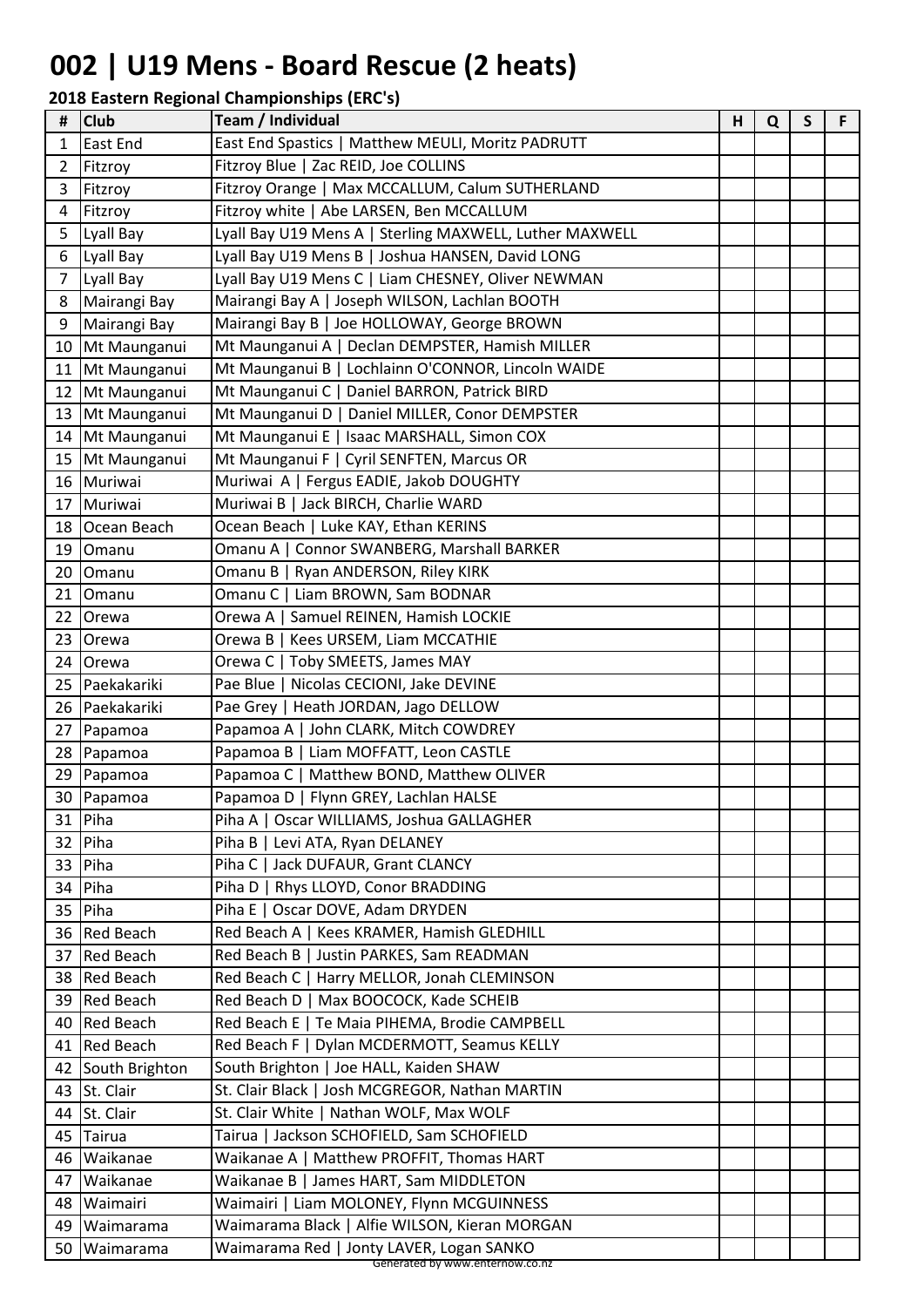# 002 | U19 Mens - Board Rescue (2 heats)

**2018 Eastern Regional Championships (ERC's)**

| # | Club | Team / Individual | H | Q | S | F |
|---|---|---|---|---|---|---|
| 1 | East End | East End Spastics \| Matthew MEULI, Moritz PADRUTT | | | | |
| 2 | Fitzroy | Fitzroy Blue \| Zac REID, Joe COLLINS | | | | |
| 3 | Fitzroy | Fitzroy Orange \| Max MCCALLUM, Calum SUTHERLAND | | | | |
| 4 | Fitzroy | Fitzroy white \| Abe LARSEN, Ben MCCALLUM | | | | |
| 5 | Lyall Bay | Lyall Bay U19 Mens A \| Sterling MAXWELL, Luther MAXWELL | | | | |
| 6 | Lyall Bay | Lyall Bay U19 Mens B \| Joshua HANSEN, David LONG | | | | |
| 7 | Lyall Bay | Lyall Bay U19 Mens C \| Liam CHESNEY, Oliver NEWMAN | | | | |
| 8 | Mairangi Bay | Mairangi Bay A \| Joseph WILSON, Lachlan BOOTH | | | | |
| 9 | Mairangi Bay | Mairangi Bay B \| Joe HOLLOWAY, George BROWN | | | | |
| 10 | Mt Maunganui | Mt Maunganui A \| Declan DEMPSTER, Hamish MILLER | | | | |
| 11 | Mt Maunganui | Mt Maunganui B \| Lochlainn O'CONNOR, Lincoln WAIDE | | | | |
| 12 | Mt Maunganui | Mt Maunganui C \| Daniel BARRON, Patrick BIRD | | | | |
| 13 | Mt Maunganui | Mt Maunganui D \| Daniel MILLER, Conor DEMPSTER | | | | |
| 14 | Mt Maunganui | Mt Maunganui E \| Isaac MARSHALL, Simon COX | | | | |
| 15 | Mt Maunganui | Mt Maunganui F \| Cyril SENFTEN, Marcus OR | | | | |
| 16 | Muriwai | Muriwai A \| Fergus EADIE, Jakob DOUGHTY | | | | |
| 17 | Muriwai | Muriwai B \| Jack BIRCH, Charlie WARD | | | | |
| 18 | Ocean Beach | Ocean Beach \| Luke KAY, Ethan KERINS | | | | |
| 19 | Omanu | Omanu A \| Connor SWANBERG, Marshall BARKER | | | | |
| 20 | Omanu | Omanu B \| Ryan ANDERSON, Riley KIRK | | | | |
| 21 | Omanu | Omanu C \| Liam BROWN, Sam BODNAR | | | | |
| 22 | Orewa | Orewa A \| Samuel REINEN, Hamish LOCKIE | | | | |
| 23 | Orewa | Orewa B \| Kees URSEM, Liam MCCATHIE | | | | |
| 24 | Orewa | Orewa C \| Toby SMEETS, James MAY | | | | |
| 25 | Paekakariki | Pae Blue \| Nicolas CECIONI, Jake DEVINE | | | | |
| 26 | Paekakariki | Pae Grey \| Heath JORDAN, Jago DELLOW | | | | |
| 27 | Papamoa | Papamoa A \| John CLARK, Mitch COWDREY | | | | |
| 28 | Papamoa | Papamoa B \| Liam MOFFATT, Leon CASTLE | | | | |
| 29 | Papamoa | Papamoa C \| Matthew BOND, Matthew OLIVER | | | | |
| 30 | Papamoa | Papamoa D \| Flynn GREY, Lachlan HALSE | | | | |
| 31 | Piha | Piha A \| Oscar WILLIAMS, Joshua GALLAGHER | | | | |
| 32 | Piha | Piha B \| Levi ATA, Ryan DELANEY | | | | |
| 33 | Piha | Piha C \| Jack DUFAUR, Grant CLANCY | | | | |
| 34 | Piha | Piha D \| Rhys LLOYD, Conor BRADDING | | | | |
| 35 | Piha | Piha E \| Oscar DOVE, Adam DRYDEN | | | | |
| 36 | Red Beach | Red Beach A \| Kees KRAMER, Hamish GLEDHILL | | | | |
| 37 | Red Beach | Red Beach B \| Justin PARKES, Sam READMAN | | | | |
| 38 | Red Beach | Red Beach C \| Harry MELLOR, Jonah CLEMINSON | | | | |
| 39 | Red Beach | Red Beach D \| Max BOOCOCK, Kade SCHEIB | | | | |
| 40 | Red Beach | Red Beach E \| Te Maia PIHEMA, Brodie CAMPBELL | | | | |
| 41 | Red Beach | Red Beach F \| Dylan MCDERMOTT, Seamus KELLY | | | | |
| 42 | South Brighton | South Brighton \| Joe HALL, Kaiden SHAW | | | | |
| 43 | St. Clair | St. Clair Black \| Josh MCGREGOR, Nathan MARTIN | | | | |
| 44 | St. Clair | St. Clair White \| Nathan WOLF, Max WOLF | | | | |
| 45 | Tairua | Tairua \| Jackson SCHOFIELD, Sam SCHOFIELD | | | | |
| 46 | Waikanae | Waikanae A \| Matthew PROFFIT, Thomas HART | | | | |
| 47 | Waikanae | Waikanae B \| James HART, Sam MIDDLETON | | | | |
| 48 | Waimairi | Waimairi \| Liam MOLONEY, Flynn MCGUINNESS | | | | |
| 49 | Waimarama | Waimarama Black \| Alfie WILSON, Kieran MORGAN | | | | |
| 50 | Waimarama | Waimarama Red \| Jonty LAVER, Logan SANKO | | | | |

Generated by www.enternow.co.nz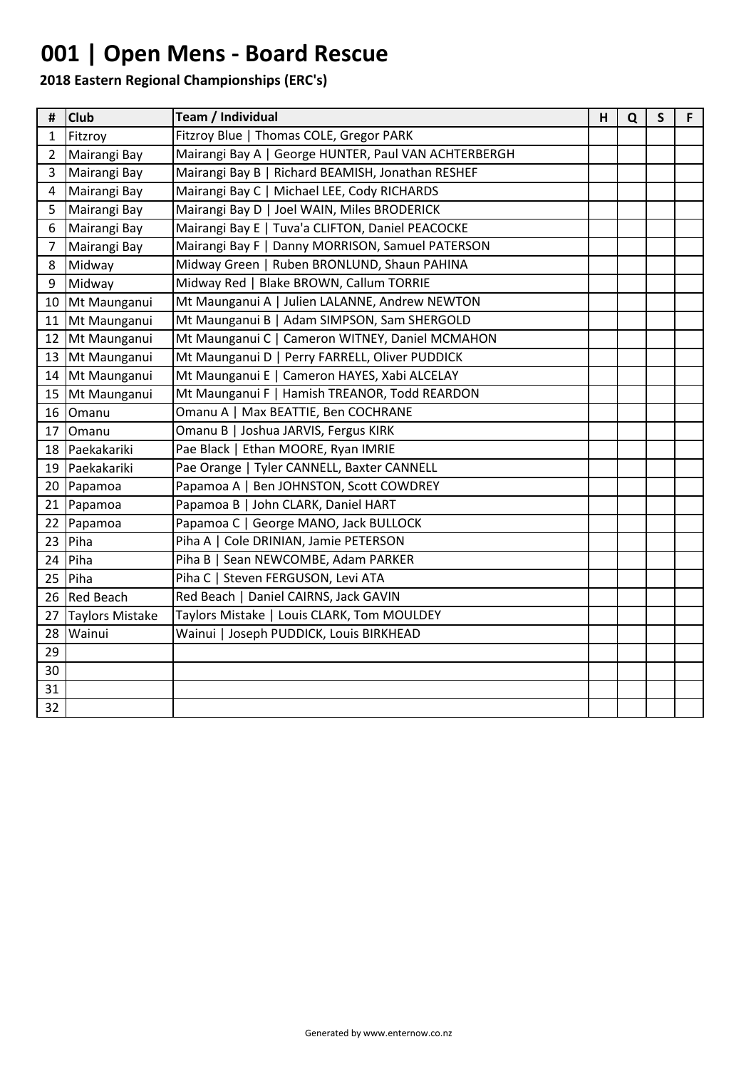# 001 | Open Mens - Board Rescue

**2018 Eastern Regional Championships (ERC's)**

| # | Club | Team / Individual | H | Q | S | F |
|---|---|---|---|---|---|---|
| 1 | Fitzroy | Fitzroy Blue \| Thomas COLE, Gregor PARK | | | | |
| 2 | Mairangi Bay | Mairangi Bay A \| George HUNTER, Paul VAN ACHTERBERGH | | | | |
| 3 | Mairangi Bay | Mairangi Bay B \| Richard BEAMISH, Jonathan RESHEF | | | | |
| 4 | Mairangi Bay | Mairangi Bay C \| Michael LEE, Cody RICHARDS | | | | |
| 5 | Mairangi Bay | Mairangi Bay D \| Joel WAIN, Miles BRODERICK | | | | |
| 6 | Mairangi Bay | Mairangi Bay E \| Tuva'a CLIFTON, Daniel PEACOCKE | | | | |
| 7 | Mairangi Bay | Mairangi Bay F \| Danny MORRISON, Samuel PATERSON | | | | |
| 8 | Midway | Midway Green \| Ruben BRONLUND, Shaun PAHINA | | | | |
| 9 | Midway | Midway Red \| Blake BROWN, Callum TORRIE | | | | |
| 10 | Mt Maunganui | Mt Maunganui A \| Julien LALANNE, Andrew NEWTON | | | | |
| 11 | Mt Maunganui | Mt Maunganui B \| Adam SIMPSON, Sam SHERGOLD | | | | |
| 12 | Mt Maunganui | Mt Maunganui C \| Cameron WITNEY, Daniel MCMAHON | | | | |
| 13 | Mt Maunganui | Mt Maunganui D \| Perry FARRELL, Oliver PUDDICK | | | | |
| 14 | Mt Maunganui | Mt Maunganui E \| Cameron HAYES, Xabi ALCELAY | | | | |
| 15 | Mt Maunganui | Mt Maunganui F \| Hamish TREANOR, Todd REARDON | | | | |
| 16 | Omanu | Omanu A \| Max BEATTIE, Ben COCHRANE | | | | |
| 17 | Omanu | Omanu B \| Joshua JARVIS, Fergus KIRK | | | | |
| 18 | Paekakariki | Pae Black \| Ethan MOORE, Ryan IMRIE | | | | |
| 19 | Paekakariki | Pae Orange \| Tyler CANNELL, Baxter CANNELL | | | | |
| 20 | Papamoa | Papamoa A \| Ben JOHNSTON, Scott COWDREY | | | | |
| 21 | Papamoa | Papamoa B \| John CLARK, Daniel HART | | | | |
| 22 | Papamoa | Papamoa C \| George MANO, Jack BULLOCK | | | | |
| 23 | Piha | Piha A \| Cole DRINIAN, Jamie PETERSON | | | | |
| 24 | Piha | Piha B \| Sean NEWCOMBE, Adam PARKER | | | | |
| 25 | Piha | Piha C \| Steven FERGUSON, Levi ATA | | | | |
| 26 | Red Beach | Red Beach \| Daniel CAIRNS, Jack GAVIN | | | | |
| 27 | Taylors Mistake | Taylors Mistake \| Louis CLARK, Tom MOULDEY | | | | |
| 28 | Wainui | Wainui \| Joseph PUDDICK, Louis BIRKHEAD | | | | |
| 29 | | | | | | |
| 30 | | | | | | |
| 31 | | | | | | |
| 32 | | | | | | |

Generated by www.enternow.co.nz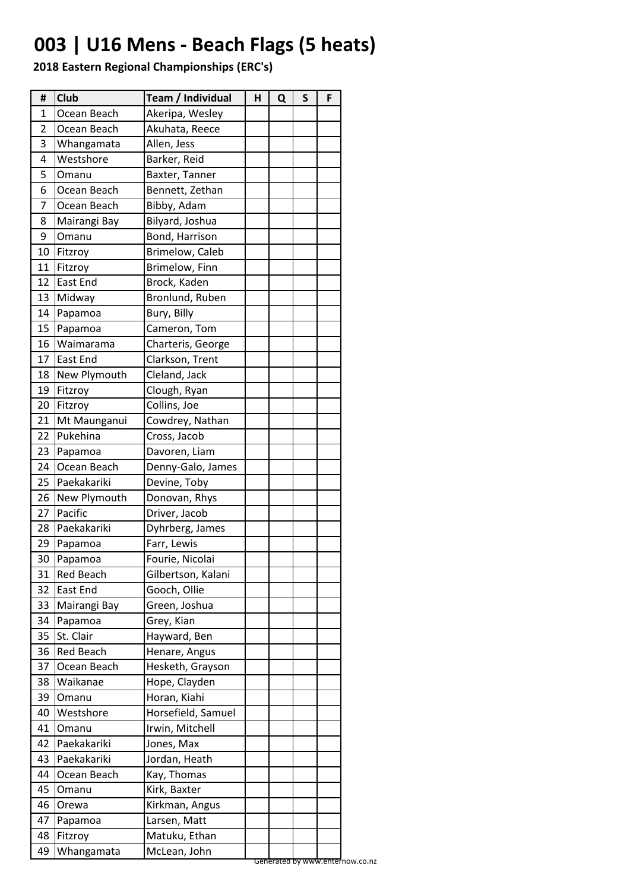# 003 | U16 Mens - Beach Flags (5 heats)

**2018 Eastern Regional Championships (ERC's)**

| # | Club | Team / Individual | H | Q | S | F |
|---|---|---|---|---|---|---|
| 1 | Ocean Beach | Akeripa, Wesley | | | | |
| 2 | Ocean Beach | Akuhata, Reece | | | | |
| 3 | Whangamata | Allen, Jess | | | | |
| 4 | Westshore | Barker, Reid | | | | |
| 5 | Omanu | Baxter, Tanner | | | | |
| 6 | Ocean Beach | Bennett, Zethan | | | | |
| 7 | Ocean Beach | Bibby, Adam | | | | |
| 8 | Mairangi Bay | Bilyard, Joshua | | | | |
| 9 | Omanu | Bond, Harrison | | | | |
| 10 | Fitzroy | Brimelow, Caleb | | | | |
| 11 | Fitzroy | Brimelow, Finn | | | | |
| 12 | East End | Brock, Kaden | | | | |
| 13 | Midway | Bronlund, Ruben | | | | |
| 14 | Papamoa | Bury, Billy | | | | |
| 15 | Papamoa | Cameron, Tom | | | | |
| 16 | Waimarama | Charteris, George | | | | |
| 17 | East End | Clarkson, Trent | | | | |
| 18 | New Plymouth | Cleland, Jack | | | | |
| 19 | Fitzroy | Clough, Ryan | | | | |
| 20 | Fitzroy | Collins, Joe | | | | |
| 21 | Mt Maunganui | Cowdrey, Nathan | | | | |
| 22 | Pukehina | Cross, Jacob | | | | |
| 23 | Papamoa | Davoren, Liam | | | | |
| 24 | Ocean Beach | Denny-Galo, James | | | | |
| 25 | Paekakariki | Devine, Toby | | | | |
| 26 | New Plymouth | Donovan, Rhys | | | | |
| 27 | Pacific | Driver, Jacob | | | | |
| 28 | Paekakariki | Dyhrberg, James | | | | |
| 29 | Papamoa | Farr, Lewis | | | | |
| 30 | Papamoa | Fourie, Nicolai | | | | |
| 31 | Red Beach | Gilbertson, Kalani | | | | |
| 32 | East End | Gooch, Ollie | | | | |
| 33 | Mairangi Bay | Green, Joshua | | | | |
| 34 | Papamoa | Grey, Kian | | | | |
| 35 | St. Clair | Hayward, Ben | | | | |
| 36 | Red Beach | Henare, Angus | | | | |
| 37 | Ocean Beach | Hesketh, Grayson | | | | |
| 38 | Waikanae | Hope, Clayden | | | | |
| 39 | Omanu | Horan, Kiahi | | | | |
| 40 | Westshore | Horsefield, Samuel | | | | |
| 41 | Omanu | Irwin, Mitchell | | | | |
| 42 | Paekakariki | Jones, Max | | | | |
| 43 | Paekakariki | Jordan, Heath | | | | |
| 44 | Ocean Beach | Kay, Thomas | | | | |
| 45 | Omanu | Kirk, Baxter | | | | |
| 46 | Orewa | Kirkman, Angus | | | | |
| 47 | Papamoa | Larsen, Matt | | | | |
| 48 | Fitzroy | Matuku, Ethan | | | | |
| 49 | Whangamata | McLean, John | | | | |

Generated by www.enternow.co.nz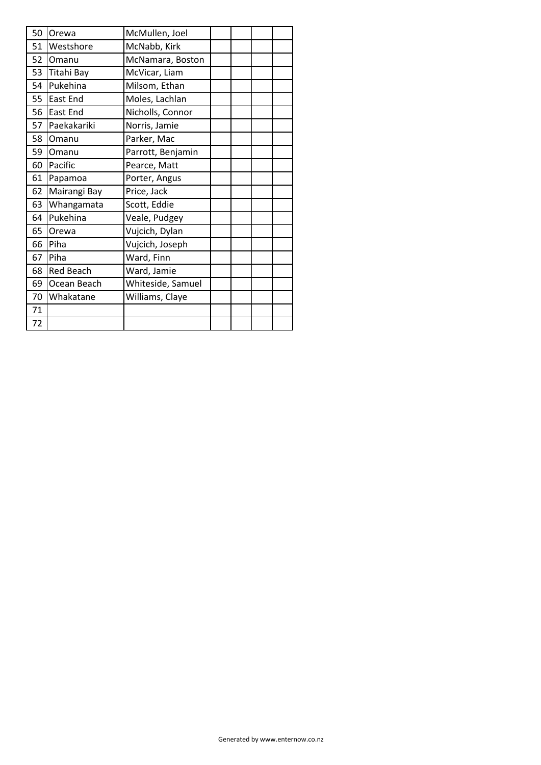| 50 | Orewa | McMullen, Joel | | | | |
|---|---|---|---|---|---|---|
| 51 | Westshore | McNabb, Kirk | | | | |
| 52 | Omanu | McNamara, Boston | | | | |
| 53 | Titahi Bay | McVicar, Liam | | | | |
| 54 | Pukehina | Milsom, Ethan | | | | |
| 55 | East End | Moles, Lachlan | | | | |
| 56 | East End | Nicholls, Connor | | | | |
| 57 | Paekakariki | Norris, Jamie | | | | |
| 58 | Omanu | Parker, Mac | | | | |
| 59 | Omanu | Parrott, Benjamin | | | | |
| 60 | Pacific | Pearce, Matt | | | | |
| 61 | Papamoa | Porter, Angus | | | | |
| 62 | Mairangi Bay | Price, Jack | | | | |
| 63 | Whangamata | Scott, Eddie | | | | |
| 64 | Pukehina | Veale, Pudgey | | | | |
| 65 | Orewa | Vujcich, Dylan | | | | |
| 66 | Piha | Vujcich, Joseph | | | | |
| 67 | Piha | Ward, Finn | | | | |
| 68 | Red Beach | Ward, Jamie | | | | |
| 69 | Ocean Beach | Whiteside, Samuel | | | | |
| 70 | Whakatane | Williams, Claye | | | | |
| 71 | | | | | | |
| 72 | | | | | | |

Generated by www.enternow.co.nz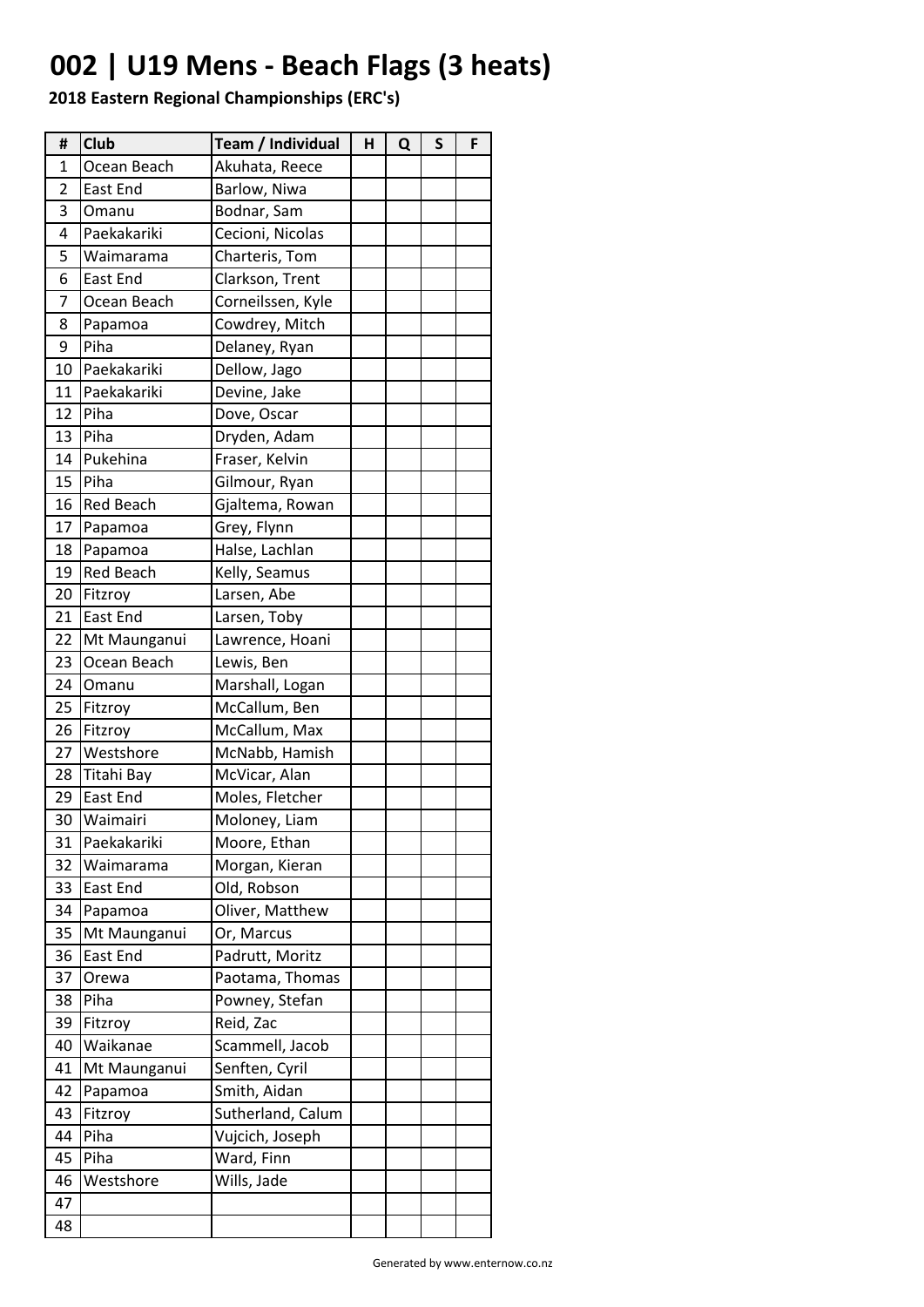# 002 | U19 Mens - Beach Flags (3 heats)

**2018 Eastern Regional Championships (ERC's)**

| # | Club | Team / Individual | H | Q | S | F |
|---|---|---|---|---|---|---|
| 1 | Ocean Beach | Akuhata, Reece | | | | |
| 2 | East End | Barlow, Niwa | | | | |
| 3 | Omanu | Bodnar, Sam | | | | |
| 4 | Paekakariki | Cecioni, Nicolas | | | | |
| 5 | Waimarama | Charteris, Tom | | | | |
| 6 | East End | Clarkson, Trent | | | | |
| 7 | Ocean Beach | Corneilssen, Kyle | | | | |
| 8 | Papamoa | Cowdrey, Mitch | | | | |
| 9 | Piha | Delaney, Ryan | | | | |
| 10 | Paekakariki | Dellow, Jago | | | | |
| 11 | Paekakariki | Devine, Jake | | | | |
| 12 | Piha | Dove, Oscar | | | | |
| 13 | Piha | Dryden, Adam | | | | |
| 14 | Pukehina | Fraser, Kelvin | | | | |
| 15 | Piha | Gilmour, Ryan | | | | |
| 16 | Red Beach | Gjaltema, Rowan | | | | |
| 17 | Papamoa | Grey, Flynn | | | | |
| 18 | Papamoa | Halse, Lachlan | | | | |
| 19 | Red Beach | Kelly, Seamus | | | | |
| 20 | Fitzroy | Larsen, Abe | | | | |
| 21 | East End | Larsen, Toby | | | | |
| 22 | Mt Maunganui | Lawrence, Hoani | | | | |
| 23 | Ocean Beach | Lewis, Ben | | | | |
| 24 | Omanu | Marshall, Logan | | | | |
| 25 | Fitzroy | McCallum, Ben | | | | |
| 26 | Fitzroy | McCallum, Max | | | | |
| 27 | Westshore | McNabb, Hamish | | | | |
| 28 | Titahi Bay | McVicar, Alan | | | | |
| 29 | East End | Moles, Fletcher | | | | |
| 30 | Waimairi | Moloney, Liam | | | | |
| 31 | Paekakariki | Moore, Ethan | | | | |
| 32 | Waimarama | Morgan, Kieran | | | | |
| 33 | East End | Old, Robson | | | | |
| 34 | Papamoa | Oliver, Matthew | | | | |
| 35 | Mt Maunganui | Or, Marcus | | | | |
| 36 | East End | Padrutt, Moritz | | | | |
| 37 | Orewa | Paotama, Thomas | | | | |
| 38 | Piha | Powney, Stefan | | | | |
| 39 | Fitzroy | Reid, Zac | | | | |
| 40 | Waikanae | Scammell, Jacob | | | | |
| 41 | Mt Maunganui | Senften, Cyril | | | | |
| 42 | Papamoa | Smith, Aidan | | | | |
| 43 | Fitzroy | Sutherland, Calum | | | | |
| 44 | Piha | Vujcich, Joseph | | | | |
| 45 | Piha | Ward, Finn | | | | |
| 46 | Westshore | Wills, Jade | | | | |
| 47 | | | | | | |
| 48 | | | | | | |

Generated by www.enternow.co.nz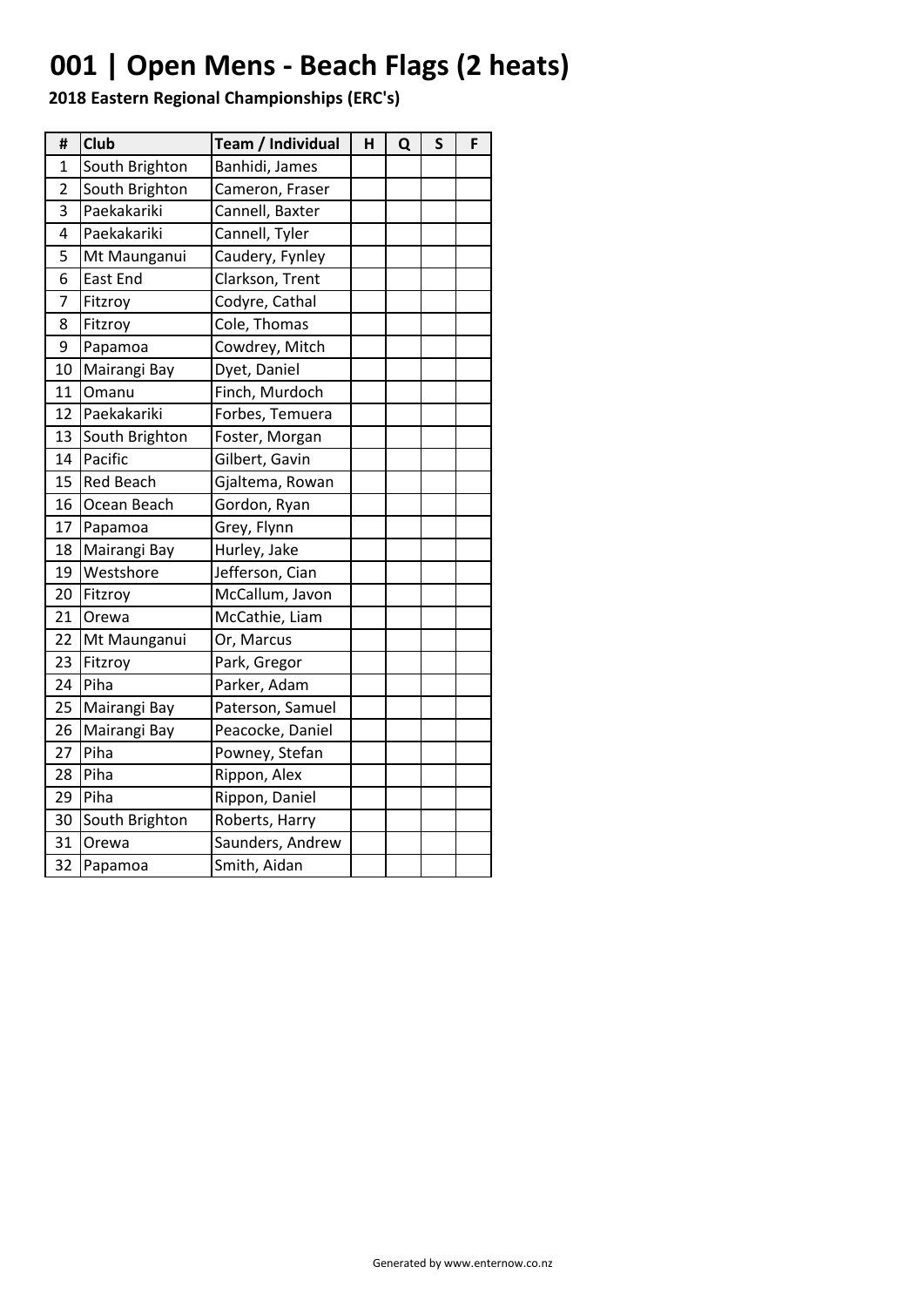# 001 | Open Mens - Beach Flags (2 heats)

**2018 Eastern Regional Championships (ERC's)**

| # | Club | Team / Individual | H | Q | S | F |
|---|---|---|---|---|---|---|
| 1 | South Brighton | Banhidi, James | | | | |
| 2 | South Brighton | Cameron, Fraser | | | | |
| 3 | Paekakariki | Cannell, Baxter | | | | |
| 4 | Paekakariki | Cannell, Tyler | | | | |
| 5 | Mt Maunganui | Caudery, Fynley | | | | |
| 6 | East End | Clarkson, Trent | | | | |
| 7 | Fitzroy | Codyre, Cathal | | | | |
| 8 | Fitzroy | Cole, Thomas | | | | |
| 9 | Papamoa | Cowdrey, Mitch | | | | |
| 10 | Mairangi Bay | Dyet, Daniel | | | | |
| 11 | Omanu | Finch, Murdoch | | | | |
| 12 | Paekakariki | Forbes, Temuera | | | | |
| 13 | South Brighton | Foster, Morgan | | | | |
| 14 | Pacific | Gilbert, Gavin | | | | |
| 15 | Red Beach | Gjaltema, Rowan | | | | |
| 16 | Ocean Beach | Gordon, Ryan | | | | |
| 17 | Papamoa | Grey, Flynn | | | | |
| 18 | Mairangi Bay | Hurley, Jake | | | | |
| 19 | Westshore | Jefferson, Cian | | | | |
| 20 | Fitzroy | McCallum, Javon | | | | |
| 21 | Orewa | McCathie, Liam | | | | |
| 22 | Mt Maunganui | Or, Marcus | | | | |
| 23 | Fitzroy | Park, Gregor | | | | |
| 24 | Piha | Parker, Adam | | | | |
| 25 | Mairangi Bay | Paterson, Samuel | | | | |
| 26 | Mairangi Bay | Peacocke, Daniel | | | | |
| 27 | Piha | Powney, Stefan | | | | |
| 28 | Piha | Rippon, Alex | | | | |
| 29 | Piha | Rippon, Daniel | | | | |
| 30 | South Brighton | Roberts, Harry | | | | |
| 31 | Orewa | Saunders, Andrew | | | | |
| 32 | Papamoa | Smith, Aidan | | | | |

Generated by www.enternow.co.nz